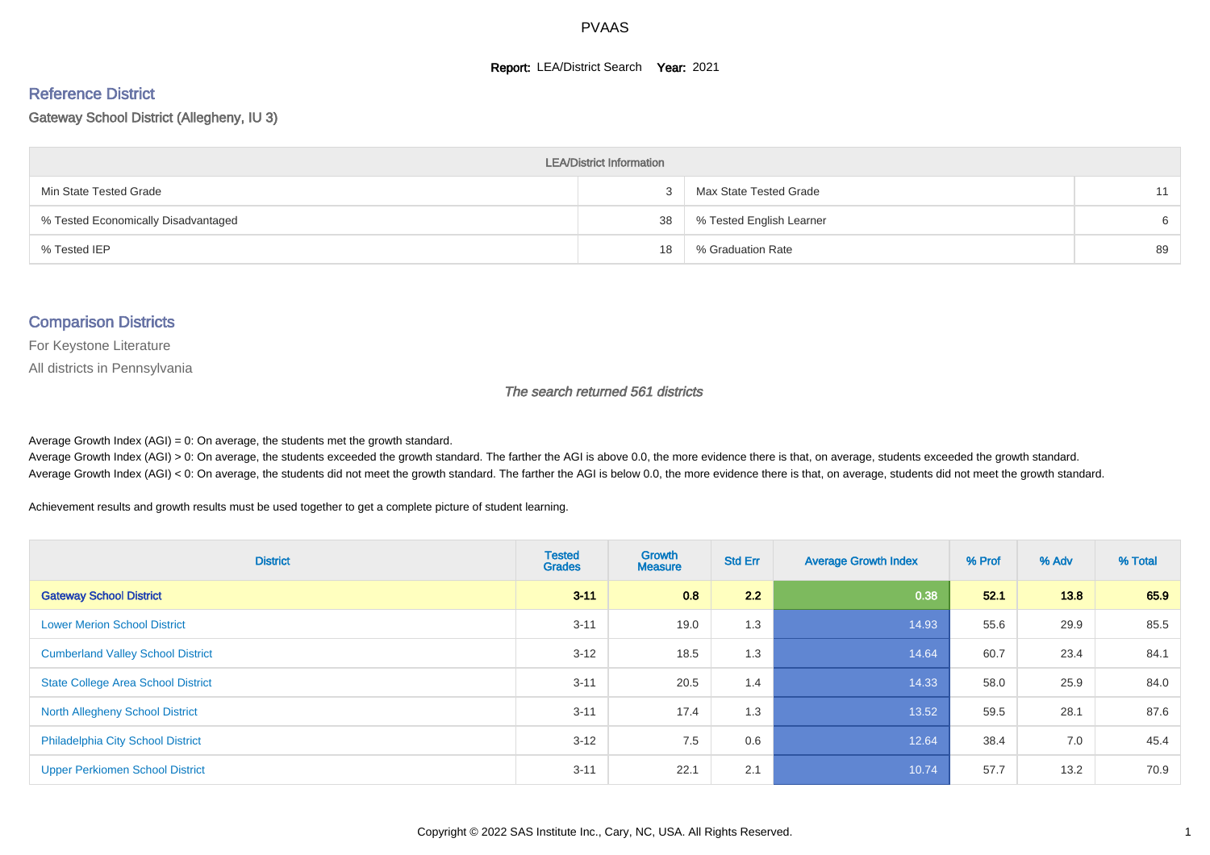# PVAAS

**Report:** LEA/District Search **Year:** 2021

## Reference District

Gateway School District (Allegheny, IU 3)

| LEA/District Information | | | |
|---|---|---|---|
| Min State Tested Grade | 3 | Max State Tested Grade | 11 |
| % Tested Economically Disadvantaged | 38 | % Tested English Learner | 6 |
| % Tested IEP | 18 | % Graduation Rate | 89 |

## Comparison Districts

For Keystone Literature

All districts in Pennsylvania

*The search returned 561 districts*

Average Growth Index (AGI) = 0: On average, the students met the growth standard.
Average Growth Index (AGI) > 0: On average, the students exceeded the growth standard. The farther the AGI is above 0.0, the more evidence there is that, on average, students exceeded the growth standard.
Average Growth Index (AGI) < 0: On average, the students did not meet the growth standard. The farther the AGI is below 0.0, the more evidence there is that, on average, students did not meet the growth standard.

Achievement results and growth results must be used together to get a complete picture of student learning.

| District | Tested Grades | Growth Measure | Std Err | Average Growth Index | % Prof | % Adv | % Total |
|---|---|---|---|---|---|---|---|
| **Gateway School District** | **3-11** | **0.8** | **2.2** | **0.38** | **52.1** | **13.8** | **65.9** |
| Lower Merion School District | 3-11 | 19.0 | 1.3 | 14.93 | 55.6 | 29.9 | 85.5 |
| Cumberland Valley School District | 3-12 | 18.5 | 1.3 | 14.64 | 60.7 | 23.4 | 84.1 |
| State College Area School District | 3-11 | 20.5 | 1.4 | 14.33 | 58.0 | 25.9 | 84.0 |
| North Allegheny School District | 3-11 | 17.4 | 1.3 | 13.52 | 59.5 | 28.1 | 87.6 |
| Philadelphia City School District | 3-12 | 7.5 | 0.6 | 12.64 | 38.4 | 7.0 | 45.4 |
| Upper Perkiomen School District | 3-11 | 22.1 | 2.1 | 10.74 | 57.7 | 13.2 | 70.9 |

Copyright © 2022 SAS Institute Inc., Cary, NC, USA. All Rights Reserved.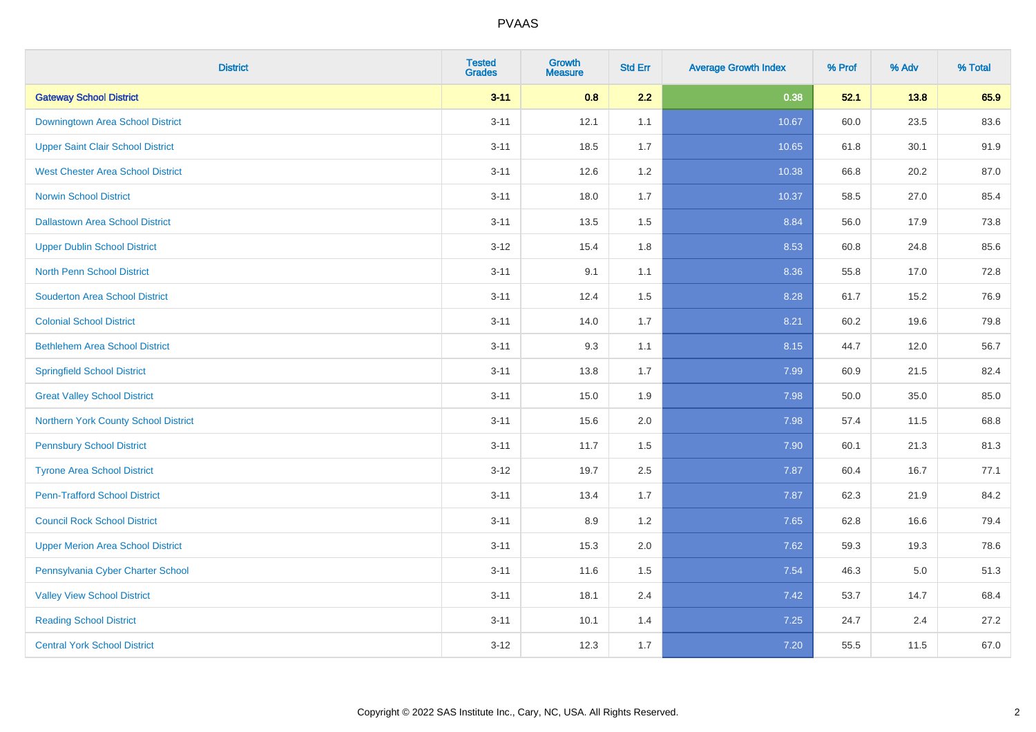PVAAS

| District | Tested Grades | Growth Measure | Std Err | Average Growth Index | % Prof | % Adv | % Total |
|---|---|---|---|---|---|---|---|
| **Gateway School District** | **3-11** | **0.8** | **2.2** | **0.38** | **52.1** | **13.8** | **65.9** |
| Downingtown Area School District | 3-11 | 12.1 | 1.1 | 10.67 | 60.0 | 23.5 | 83.6 |
| Upper Saint Clair School District | 3-11 | 18.5 | 1.7 | 10.65 | 61.8 | 30.1 | 91.9 |
| West Chester Area School District | 3-11 | 12.6 | 1.2 | 10.38 | 66.8 | 20.2 | 87.0 |
| Norwin School District | 3-11 | 18.0 | 1.7 | 10.37 | 58.5 | 27.0 | 85.4 |
| Dallastown Area School District | 3-11 | 13.5 | 1.5 | 8.84 | 56.0 | 17.9 | 73.8 |
| Upper Dublin School District | 3-12 | 15.4 | 1.8 | 8.53 | 60.8 | 24.8 | 85.6 |
| North Penn School District | 3-11 | 9.1 | 1.1 | 8.36 | 55.8 | 17.0 | 72.8 |
| Souderton Area School District | 3-11 | 12.4 | 1.5 | 8.28 | 61.7 | 15.2 | 76.9 |
| Colonial School District | 3-11 | 14.0 | 1.7 | 8.21 | 60.2 | 19.6 | 79.8 |
| Bethlehem Area School District | 3-11 | 9.3 | 1.1 | 8.15 | 44.7 | 12.0 | 56.7 |
| Springfield School District | 3-11 | 13.8 | 1.7 | 7.99 | 60.9 | 21.5 | 82.4 |
| Great Valley School District | 3-11 | 15.0 | 1.9 | 7.98 | 50.0 | 35.0 | 85.0 |
| Northern York County School District | 3-11 | 15.6 | 2.0 | 7.98 | 57.4 | 11.5 | 68.8 |
| Pennsbury School District | 3-11 | 11.7 | 1.5 | 7.90 | 60.1 | 21.3 | 81.3 |
| Tyrone Area School District | 3-12 | 19.7 | 2.5 | 7.87 | 60.4 | 16.7 | 77.1 |
| Penn-Trafford School District | 3-11 | 13.4 | 1.7 | 7.87 | 62.3 | 21.9 | 84.2 |
| Council Rock School District | 3-11 | 8.9 | 1.2 | 7.65 | 62.8 | 16.6 | 79.4 |
| Upper Merion Area School District | 3-11 | 15.3 | 2.0 | 7.62 | 59.3 | 19.3 | 78.6 |
| Pennsylvania Cyber Charter School | 3-11 | 11.6 | 1.5 | 7.54 | 46.3 | 5.0 | 51.3 |
| Valley View School District | 3-11 | 18.1 | 2.4 | 7.42 | 53.7 | 14.7 | 68.4 |
| Reading School District | 3-11 | 10.1 | 1.4 | 7.25 | 24.7 | 2.4 | 27.2 |
| Central York School District | 3-12 | 12.3 | 1.7 | 7.20 | 55.5 | 11.5 | 67.0 |

Copyright © 2022 SAS Institute Inc., Cary, NC, USA. All Rights Reserved.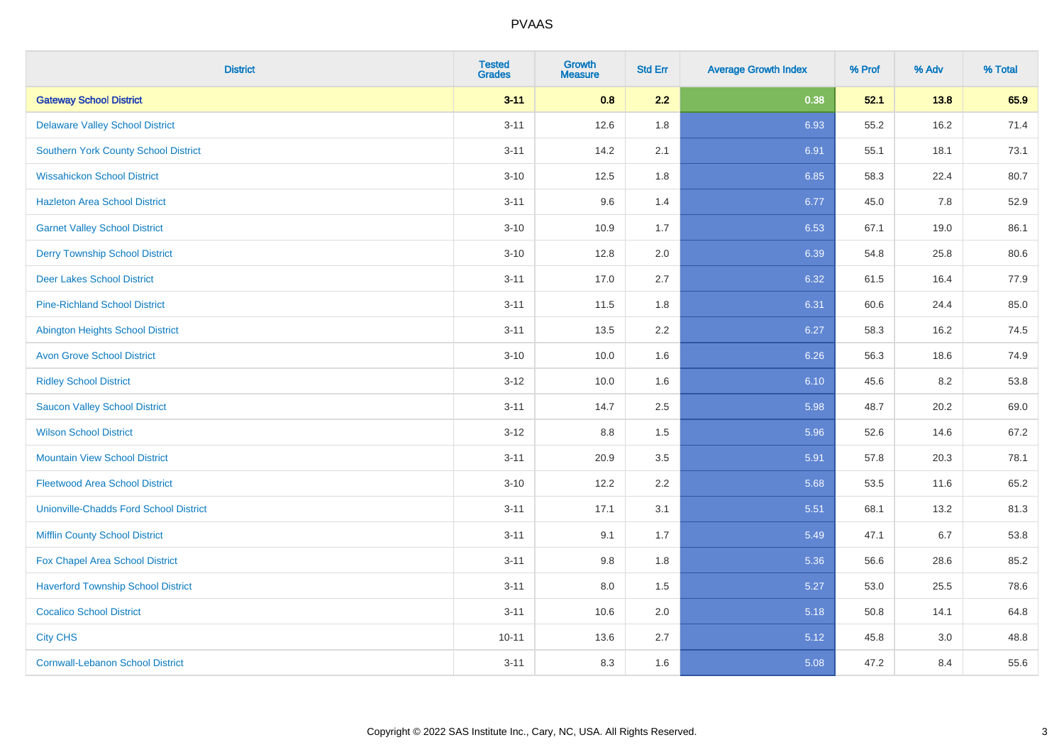PVAAS

| District | Tested Grades | Growth Measure | Std Err | Average Growth Index | % Prof | % Adv | % Total |
|---|---|---|---|---|---|---|---|
| **Gateway School District** | **3-11** | **0.8** | **2.2** | **0.38** | **52.1** | **13.8** | **65.9** |
| Delaware Valley School District | 3-11 | 12.6 | 1.8 | 6.93 | 55.2 | 16.2 | 71.4 |
| Southern York County School District | 3-11 | 14.2 | 2.1 | 6.91 | 55.1 | 18.1 | 73.1 |
| Wissahickon School District | 3-10 | 12.5 | 1.8 | 6.85 | 58.3 | 22.4 | 80.7 |
| Hazleton Area School District | 3-11 | 9.6 | 1.4 | 6.77 | 45.0 | 7.8 | 52.9 |
| Garnet Valley School District | 3-10 | 10.9 | 1.7 | 6.53 | 67.1 | 19.0 | 86.1 |
| Derry Township School District | 3-10 | 12.8 | 2.0 | 6.39 | 54.8 | 25.8 | 80.6 |
| Deer Lakes School District | 3-11 | 17.0 | 2.7 | 6.32 | 61.5 | 16.4 | 77.9 |
| Pine-Richland School District | 3-11 | 11.5 | 1.8 | 6.31 | 60.6 | 24.4 | 85.0 |
| Abington Heights School District | 3-11 | 13.5 | 2.2 | 6.27 | 58.3 | 16.2 | 74.5 |
| Avon Grove School District | 3-10 | 10.0 | 1.6 | 6.26 | 56.3 | 18.6 | 74.9 |
| Ridley School District | 3-12 | 10.0 | 1.6 | 6.10 | 45.6 | 8.2 | 53.8 |
| Saucon Valley School District | 3-11 | 14.7 | 2.5 | 5.98 | 48.7 | 20.2 | 69.0 |
| Wilson School District | 3-12 | 8.8 | 1.5 | 5.96 | 52.6 | 14.6 | 67.2 |
| Mountain View School District | 3-11 | 20.9 | 3.5 | 5.91 | 57.8 | 20.3 | 78.1 |
| Fleetwood Area School District | 3-10 | 12.2 | 2.2 | 5.68 | 53.5 | 11.6 | 65.2 |
| Unionville-Chadds Ford School District | 3-11 | 17.1 | 3.1 | 5.51 | 68.1 | 13.2 | 81.3 |
| Mifflin County School District | 3-11 | 9.1 | 1.7 | 5.49 | 47.1 | 6.7 | 53.8 |
| Fox Chapel Area School District | 3-11 | 9.8 | 1.8 | 5.36 | 56.6 | 28.6 | 85.2 |
| Haverford Township School District | 3-11 | 8.0 | 1.5 | 5.27 | 53.0 | 25.5 | 78.6 |
| Cocalico School District | 3-11 | 10.6 | 2.0 | 5.18 | 50.8 | 14.1 | 64.8 |
| City CHS | 10-11 | 13.6 | 2.7 | 5.12 | 45.8 | 3.0 | 48.8 |
| Cornwall-Lebanon School District | 3-11 | 8.3 | 1.6 | 5.08 | 47.2 | 8.4 | 55.6 |

Copyright © 2022 SAS Institute Inc., Cary, NC, USA. All Rights Reserved.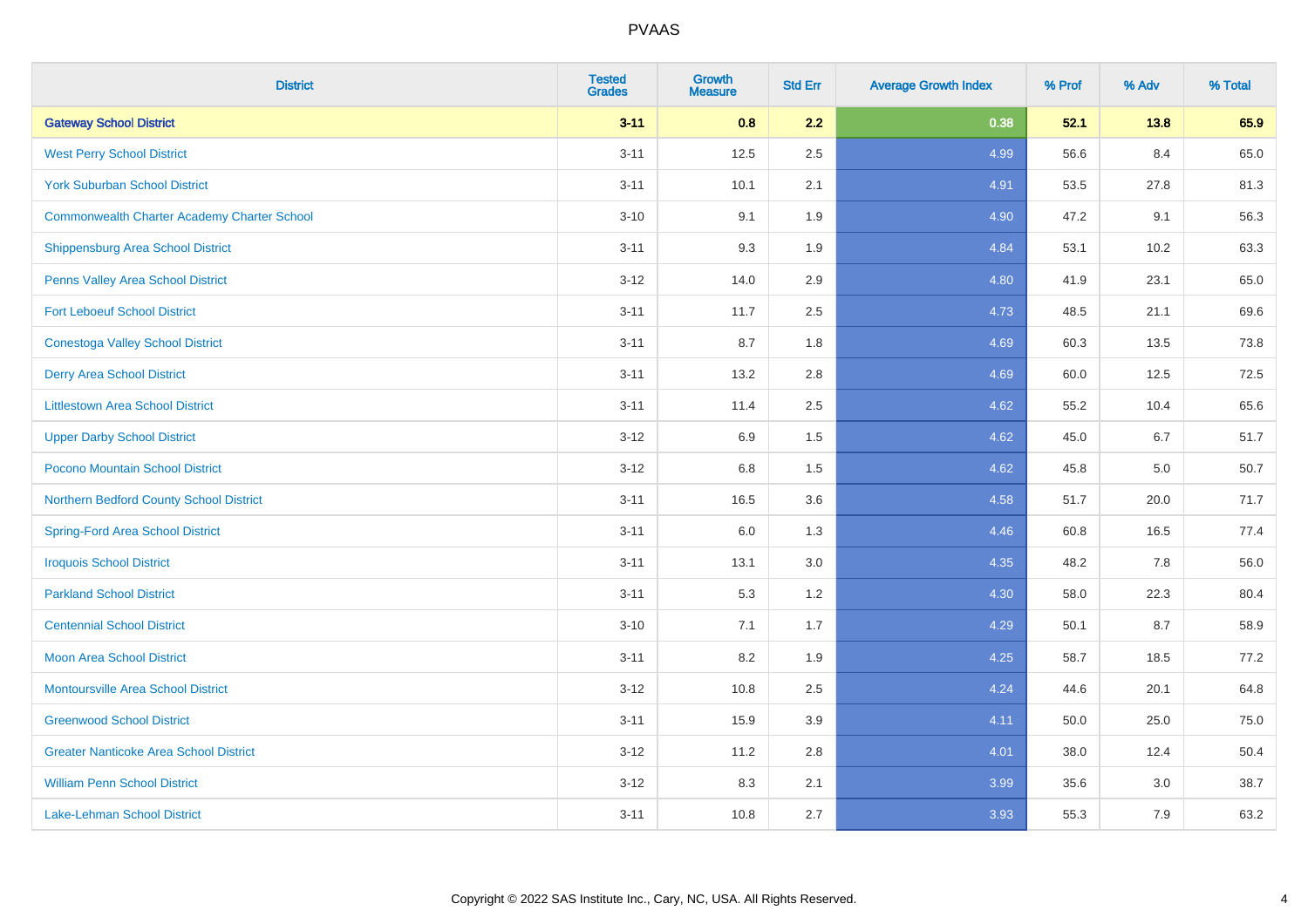| District | Tested Grades | Growth Measure | Std Err | Average Growth Index | % Prof | % Adv | % Total |
|---|---|---|---|---|---|---|---|
| **Gateway School District** | **3-11** | **0.8** | **2.2** | **0.38** | **52.1** | **13.8** | **65.9** |
| West Perry School District | 3-11 | 12.5 | 2.5 | 4.99 | 56.6 | 8.4 | 65.0 |
| York Suburban School District | 3-11 | 10.1 | 2.1 | 4.91 | 53.5 | 27.8 | 81.3 |
| Commonwealth Charter Academy Charter School | 3-10 | 9.1 | 1.9 | 4.90 | 47.2 | 9.1 | 56.3 |
| Shippensburg Area School District | 3-11 | 9.3 | 1.9 | 4.84 | 53.1 | 10.2 | 63.3 |
| Penns Valley Area School District | 3-12 | 14.0 | 2.9 | 4.80 | 41.9 | 23.1 | 65.0 |
| Fort Leboeuf School District | 3-11 | 11.7 | 2.5 | 4.73 | 48.5 | 21.1 | 69.6 |
| Conestoga Valley School District | 3-11 | 8.7 | 1.8 | 4.69 | 60.3 | 13.5 | 73.8 |
| Derry Area School District | 3-11 | 13.2 | 2.8 | 4.69 | 60.0 | 12.5 | 72.5 |
| Littlestown Area School District | 3-11 | 11.4 | 2.5 | 4.62 | 55.2 | 10.4 | 65.6 |
| Upper Darby School District | 3-12 | 6.9 | 1.5 | 4.62 | 45.0 | 6.7 | 51.7 |
| Pocono Mountain School District | 3-12 | 6.8 | 1.5 | 4.62 | 45.8 | 5.0 | 50.7 |
| Northern Bedford County School District | 3-11 | 16.5 | 3.6 | 4.58 | 51.7 | 20.0 | 71.7 |
| Spring-Ford Area School District | 3-11 | 6.0 | 1.3 | 4.46 | 60.8 | 16.5 | 77.4 |
| Iroquois School District | 3-11 | 13.1 | 3.0 | 4.35 | 48.2 | 7.8 | 56.0 |
| Parkland School District | 3-11 | 5.3 | 1.2 | 4.30 | 58.0 | 22.3 | 80.4 |
| Centennial School District | 3-10 | 7.1 | 1.7 | 4.29 | 50.1 | 8.7 | 58.9 |
| Moon Area School District | 3-11 | 8.2 | 1.9 | 4.25 | 58.7 | 18.5 | 77.2 |
| Montoursville Area School District | 3-12 | 10.8 | 2.5 | 4.24 | 44.6 | 20.1 | 64.8 |
| Greenwood School District | 3-11 | 15.9 | 3.9 | 4.11 | 50.0 | 25.0 | 75.0 |
| Greater Nanticoke Area School District | 3-12 | 11.2 | 2.8 | 4.01 | 38.0 | 12.4 | 50.4 |
| William Penn School District | 3-12 | 8.3 | 2.1 | 3.99 | 35.6 | 3.0 | 38.7 |
| Lake-Lehman School District | 3-11 | 10.8 | 2.7 | 3.93 | 55.3 | 7.9 | 63.2 |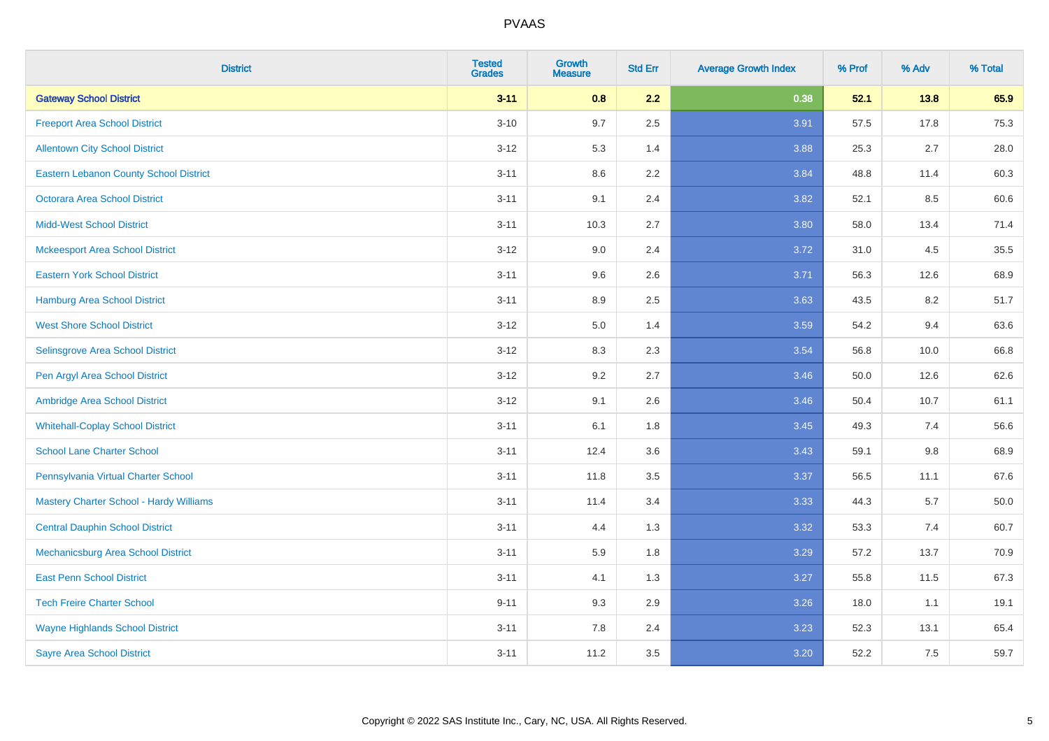# PVAAS

| District | Tested Grades | Growth Measure | Std Err | Average Growth Index | % Prof | % Adv | % Total |
|---|---|---|---|---|---|---|---|
| **Gateway School District** | **3-11** | **0.8** | **2.2** | **0.38** | **52.1** | **13.8** | **65.9** |
| Freeport Area School District | 3-10 | 9.7 | 2.5 | 3.91 | 57.5 | 17.8 | 75.3 |
| Allentown City School District | 3-12 | 5.3 | 1.4 | 3.88 | 25.3 | 2.7 | 28.0 |
| Eastern Lebanon County School District | 3-11 | 8.6 | 2.2 | 3.84 | 48.8 | 11.4 | 60.3 |
| Octorara Area School District | 3-11 | 9.1 | 2.4 | 3.82 | 52.1 | 8.5 | 60.6 |
| Midd-West School District | 3-11 | 10.3 | 2.7 | 3.80 | 58.0 | 13.4 | 71.4 |
| Mckeesport Area School District | 3-12 | 9.0 | 2.4 | 3.72 | 31.0 | 4.5 | 35.5 |
| Eastern York School District | 3-11 | 9.6 | 2.6 | 3.71 | 56.3 | 12.6 | 68.9 |
| Hamburg Area School District | 3-11 | 8.9 | 2.5 | 3.63 | 43.5 | 8.2 | 51.7 |
| West Shore School District | 3-12 | 5.0 | 1.4 | 3.59 | 54.2 | 9.4 | 63.6 |
| Selinsgrove Area School District | 3-12 | 8.3 | 2.3 | 3.54 | 56.8 | 10.0 | 66.8 |
| Pen Argyl Area School District | 3-12 | 9.2 | 2.7 | 3.46 | 50.0 | 12.6 | 62.6 |
| Ambridge Area School District | 3-12 | 9.1 | 2.6 | 3.46 | 50.4 | 10.7 | 61.1 |
| Whitehall-Coplay School District | 3-11 | 6.1 | 1.8 | 3.45 | 49.3 | 7.4 | 56.6 |
| School Lane Charter School | 3-11 | 12.4 | 3.6 | 3.43 | 59.1 | 9.8 | 68.9 |
| Pennsylvania Virtual Charter School | 3-11 | 11.8 | 3.5 | 3.37 | 56.5 | 11.1 | 67.6 |
| Mastery Charter School - Hardy Williams | 3-11 | 11.4 | 3.4 | 3.33 | 44.3 | 5.7 | 50.0 |
| Central Dauphin School District | 3-11 | 4.4 | 1.3 | 3.32 | 53.3 | 7.4 | 60.7 |
| Mechanicsburg Area School District | 3-11 | 5.9 | 1.8 | 3.29 | 57.2 | 13.7 | 70.9 |
| East Penn School District | 3-11 | 4.1 | 1.3 | 3.27 | 55.8 | 11.5 | 67.3 |
| Tech Freire Charter School | 9-11 | 9.3 | 2.9 | 3.26 | 18.0 | 1.1 | 19.1 |
| Wayne Highlands School District | 3-11 | 7.8 | 2.4 | 3.23 | 52.3 | 13.1 | 65.4 |
| Sayre Area School District | 3-11 | 11.2 | 3.5 | 3.20 | 52.2 | 7.5 | 59.7 |

Copyright © 2022 SAS Institute Inc., Cary, NC, USA. All Rights Reserved.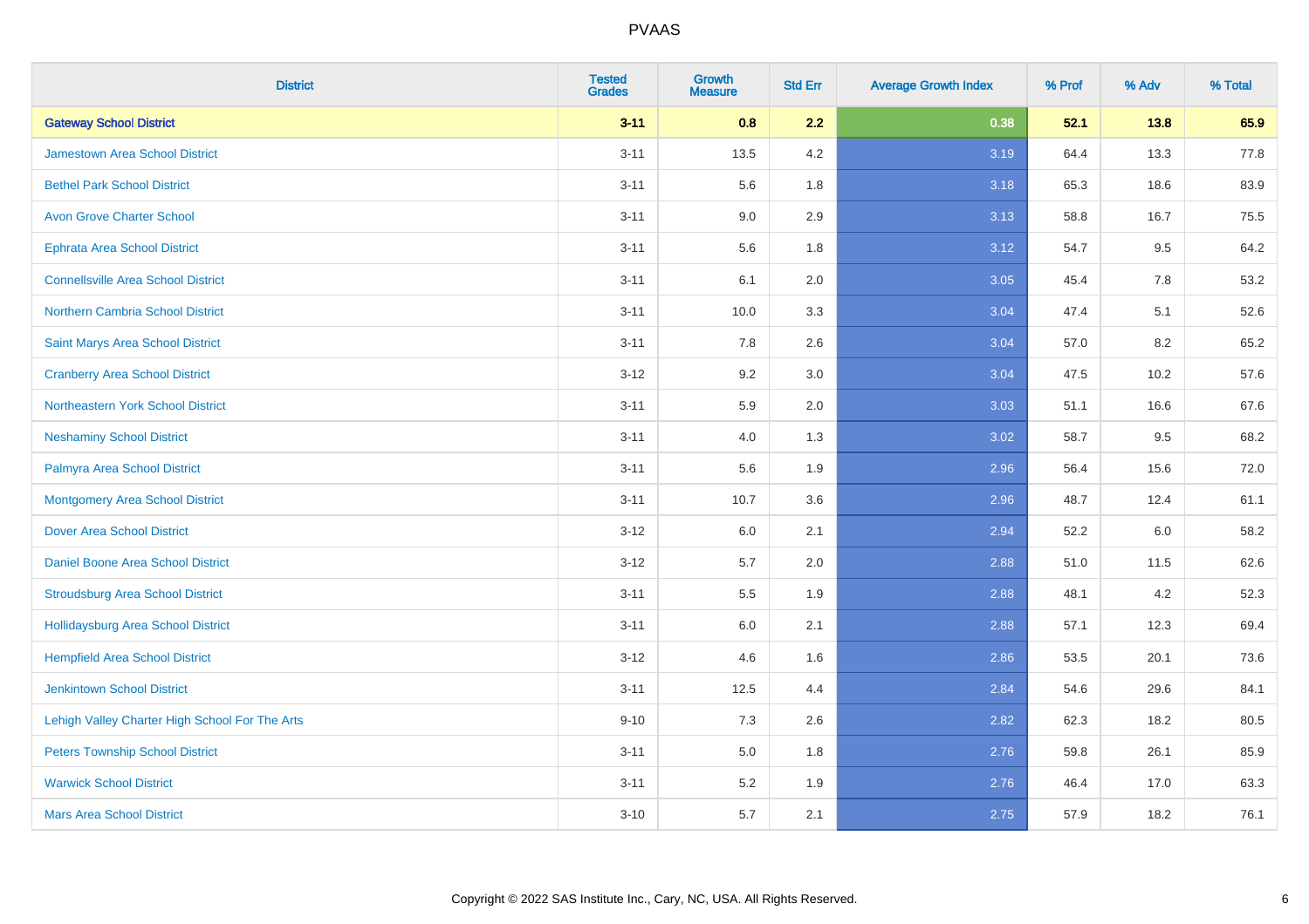PVAAS

| District | Tested Grades | Growth Measure | Std Err | Average Growth Index | % Prof | % Adv | % Total |
|---|---|---|---|---|---|---|---|
| **Gateway School District** | **3-11** | **0.8** | **2.2** | **0.38** | **52.1** | **13.8** | **65.9** |
| Jamestown Area School District | 3-11 | 13.5 | 4.2 | 3.19 | 64.4 | 13.3 | 77.8 |
| Bethel Park School District | 3-11 | 5.6 | 1.8 | 3.18 | 65.3 | 18.6 | 83.9 |
| Avon Grove Charter School | 3-11 | 9.0 | 2.9 | 3.13 | 58.8 | 16.7 | 75.5 |
| Ephrata Area School District | 3-11 | 5.6 | 1.8 | 3.12 | 54.7 | 9.5 | 64.2 |
| Connellsville Area School District | 3-11 | 6.1 | 2.0 | 3.05 | 45.4 | 7.8 | 53.2 |
| Northern Cambria School District | 3-11 | 10.0 | 3.3 | 3.04 | 47.4 | 5.1 | 52.6 |
| Saint Marys Area School District | 3-11 | 7.8 | 2.6 | 3.04 | 57.0 | 8.2 | 65.2 |
| Cranberry Area School District | 3-12 | 9.2 | 3.0 | 3.04 | 47.5 | 10.2 | 57.6 |
| Northeastern York School District | 3-11 | 5.9 | 2.0 | 3.03 | 51.1 | 16.6 | 67.6 |
| Neshaminy School District | 3-11 | 4.0 | 1.3 | 3.02 | 58.7 | 9.5 | 68.2 |
| Palmyra Area School District | 3-11 | 5.6 | 1.9 | 2.96 | 56.4 | 15.6 | 72.0 |
| Montgomery Area School District | 3-11 | 10.7 | 3.6 | 2.96 | 48.7 | 12.4 | 61.1 |
| Dover Area School District | 3-12 | 6.0 | 2.1 | 2.94 | 52.2 | 6.0 | 58.2 |
| Daniel Boone Area School District | 3-12 | 5.7 | 2.0 | 2.88 | 51.0 | 11.5 | 62.6 |
| Stroudsburg Area School District | 3-11 | 5.5 | 1.9 | 2.88 | 48.1 | 4.2 | 52.3 |
| Hollidaysburg Area School District | 3-11 | 6.0 | 2.1 | 2.88 | 57.1 | 12.3 | 69.4 |
| Hempfield Area School District | 3-12 | 4.6 | 1.6 | 2.86 | 53.5 | 20.1 | 73.6 |
| Jenkintown School District | 3-11 | 12.5 | 4.4 | 2.84 | 54.6 | 29.6 | 84.1 |
| Lehigh Valley Charter High School For The Arts | 9-10 | 7.3 | 2.6 | 2.82 | 62.3 | 18.2 | 80.5 |
| Peters Township School District | 3-11 | 5.0 | 1.8 | 2.76 | 59.8 | 26.1 | 85.9 |
| Warwick School District | 3-11 | 5.2 | 1.9 | 2.76 | 46.4 | 17.0 | 63.3 |
| Mars Area School District | 3-10 | 5.7 | 2.1 | 2.75 | 57.9 | 18.2 | 76.1 |

Copyright © 2022 SAS Institute Inc., Cary, NC, USA. All Rights Reserved.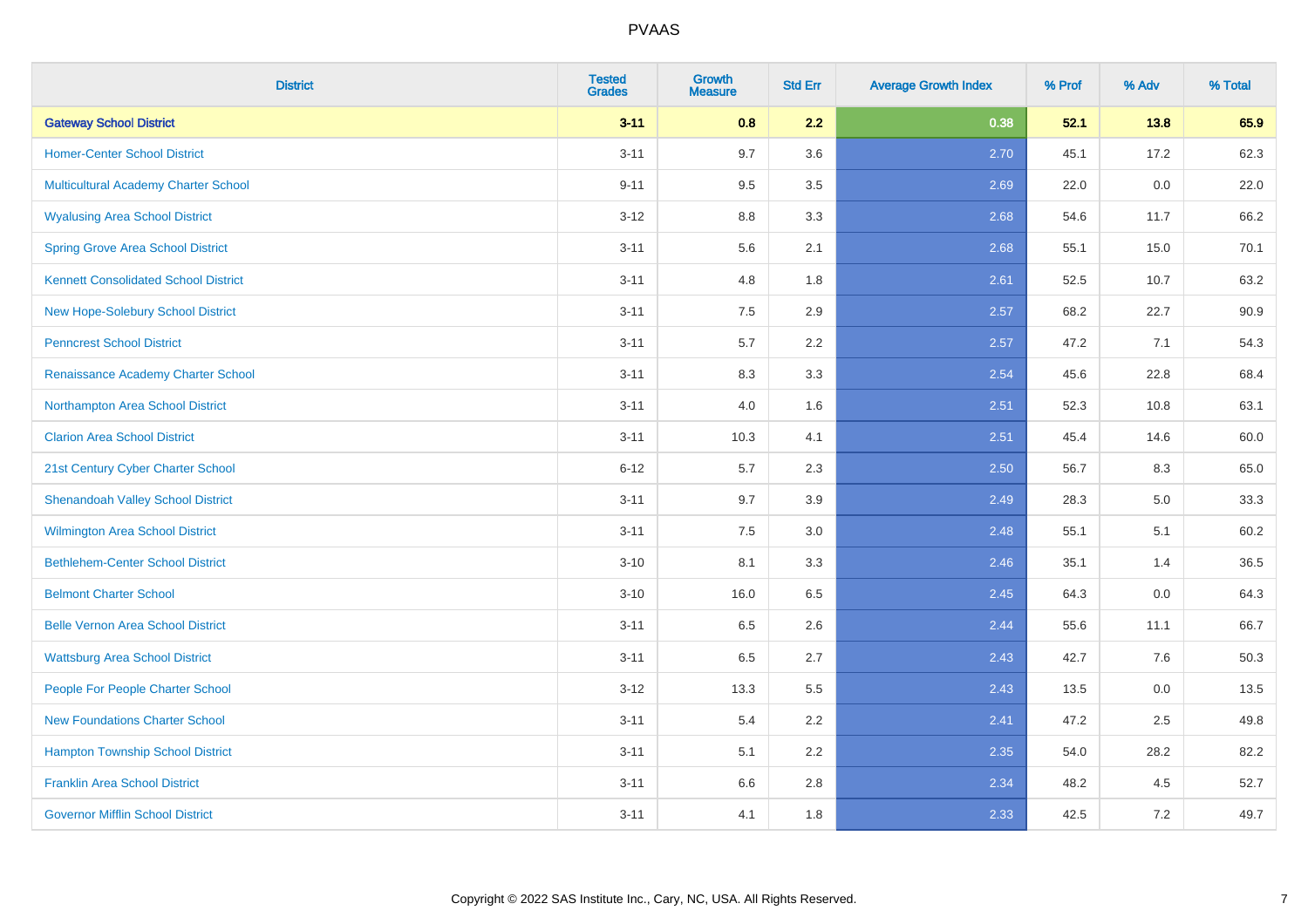# PVAAS

| District | Tested Grades | Growth Measure | Std Err | Average Growth Index | % Prof | % Adv | % Total |
|---|---|---|---|---|---|---|---|
| **Gateway School District** | **3-11** | **0.8** | **2.2** | **0.38** | **52.1** | **13.8** | **65.9** |
| Homer-Center School District | 3-11 | 9.7 | 3.6 | 2.70 | 45.1 | 17.2 | 62.3 |
| Multicultural Academy Charter School | 9-11 | 9.5 | 3.5 | 2.69 | 22.0 | 0.0 | 22.0 |
| Wyalusing Area School District | 3-12 | 8.8 | 3.3 | 2.68 | 54.6 | 11.7 | 66.2 |
| Spring Grove Area School District | 3-11 | 5.6 | 2.1 | 2.68 | 55.1 | 15.0 | 70.1 |
| Kennett Consolidated School District | 3-11 | 4.8 | 1.8 | 2.61 | 52.5 | 10.7 | 63.2 |
| New Hope-Solebury School District | 3-11 | 7.5 | 2.9 | 2.57 | 68.2 | 22.7 | 90.9 |
| Penncrest School District | 3-11 | 5.7 | 2.2 | 2.57 | 47.2 | 7.1 | 54.3 |
| Renaissance Academy Charter School | 3-11 | 8.3 | 3.3 | 2.54 | 45.6 | 22.8 | 68.4 |
| Northampton Area School District | 3-11 | 4.0 | 1.6 | 2.51 | 52.3 | 10.8 | 63.1 |
| Clarion Area School District | 3-11 | 10.3 | 4.1 | 2.51 | 45.4 | 14.6 | 60.0 |
| 21st Century Cyber Charter School | 6-12 | 5.7 | 2.3 | 2.50 | 56.7 | 8.3 | 65.0 |
| Shenandoah Valley School District | 3-11 | 9.7 | 3.9 | 2.49 | 28.3 | 5.0 | 33.3 |
| Wilmington Area School District | 3-11 | 7.5 | 3.0 | 2.48 | 55.1 | 5.1 | 60.2 |
| Bethlehem-Center School District | 3-10 | 8.1 | 3.3 | 2.46 | 35.1 | 1.4 | 36.5 |
| Belmont Charter School | 3-10 | 16.0 | 6.5 | 2.45 | 64.3 | 0.0 | 64.3 |
| Belle Vernon Area School District | 3-11 | 6.5 | 2.6 | 2.44 | 55.6 | 11.1 | 66.7 |
| Wattsburg Area School District | 3-11 | 6.5 | 2.7 | 2.43 | 42.7 | 7.6 | 50.3 |
| People For People Charter School | 3-12 | 13.3 | 5.5 | 2.43 | 13.5 | 0.0 | 13.5 |
| New Foundations Charter School | 3-11 | 5.4 | 2.2 | 2.41 | 47.2 | 2.5 | 49.8 |
| Hampton Township School District | 3-11 | 5.1 | 2.2 | 2.35 | 54.0 | 28.2 | 82.2 |
| Franklin Area School District | 3-11 | 6.6 | 2.8 | 2.34 | 48.2 | 4.5 | 52.7 |
| Governor Mifflin School District | 3-11 | 4.1 | 1.8 | 2.33 | 42.5 | 7.2 | 49.7 |

Copyright © 2022 SAS Institute Inc., Cary, NC, USA. All Rights Reserved.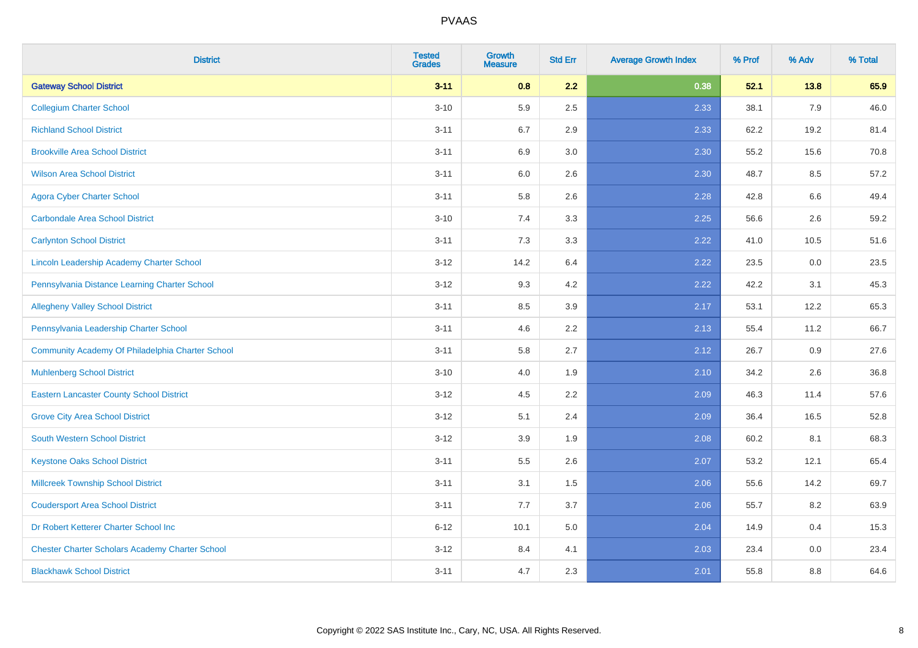PVAAS

| District | Tested Grades | Growth Measure | Std Err | Average Growth Index | % Prof | % Adv | % Total |
|---|---|---|---|---|---|---|---|
| **Gateway School District** | **3-11** | **0.8** | **2.2** | **0.38** | **52.1** | **13.8** | **65.9** |
| Collegium Charter School | 3-10 | 5.9 | 2.5 | 2.33 | 38.1 | 7.9 | 46.0 |
| Richland School District | 3-11 | 6.7 | 2.9 | 2.33 | 62.2 | 19.2 | 81.4 |
| Brookville Area School District | 3-11 | 6.9 | 3.0 | 2.30 | 55.2 | 15.6 | 70.8 |
| Wilson Area School District | 3-11 | 6.0 | 2.6 | 2.30 | 48.7 | 8.5 | 57.2 |
| Agora Cyber Charter School | 3-11 | 5.8 | 2.6 | 2.28 | 42.8 | 6.6 | 49.4 |
| Carbondale Area School District | 3-10 | 7.4 | 3.3 | 2.25 | 56.6 | 2.6 | 59.2 |
| Carlynton School District | 3-11 | 7.3 | 3.3 | 2.22 | 41.0 | 10.5 | 51.6 |
| Lincoln Leadership Academy Charter School | 3-12 | 14.2 | 6.4 | 2.22 | 23.5 | 0.0 | 23.5 |
| Pennsylvania Distance Learning Charter School | 3-12 | 9.3 | 4.2 | 2.22 | 42.2 | 3.1 | 45.3 |
| Allegheny Valley School District | 3-11 | 8.5 | 3.9 | 2.17 | 53.1 | 12.2 | 65.3 |
| Pennsylvania Leadership Charter School | 3-11 | 4.6 | 2.2 | 2.13 | 55.4 | 11.2 | 66.7 |
| Community Academy Of Philadelphia Charter School | 3-11 | 5.8 | 2.7 | 2.12 | 26.7 | 0.9 | 27.6 |
| Muhlenberg School District | 3-10 | 4.0 | 1.9 | 2.10 | 34.2 | 2.6 | 36.8 |
| Eastern Lancaster County School District | 3-12 | 4.5 | 2.2 | 2.09 | 46.3 | 11.4 | 57.6 |
| Grove City Area School District | 3-12 | 5.1 | 2.4 | 2.09 | 36.4 | 16.5 | 52.8 |
| South Western School District | 3-12 | 3.9 | 1.9 | 2.08 | 60.2 | 8.1 | 68.3 |
| Keystone Oaks School District | 3-11 | 5.5 | 2.6 | 2.07 | 53.2 | 12.1 | 65.4 |
| Millcreek Township School District | 3-11 | 3.1 | 1.5 | 2.06 | 55.6 | 14.2 | 69.7 |
| Coudersport Area School District | 3-11 | 7.7 | 3.7 | 2.06 | 55.7 | 8.2 | 63.9 |
| Dr Robert Ketterer Charter School Inc | 6-12 | 10.1 | 5.0 | 2.04 | 14.9 | 0.4 | 15.3 |
| Chester Charter Scholars Academy Charter School | 3-12 | 8.4 | 4.1 | 2.03 | 23.4 | 0.0 | 23.4 |
| Blackhawk School District | 3-11 | 4.7 | 2.3 | 2.01 | 55.8 | 8.8 | 64.6 |

Copyright © 2022 SAS Institute Inc., Cary, NC, USA. All Rights Reserved.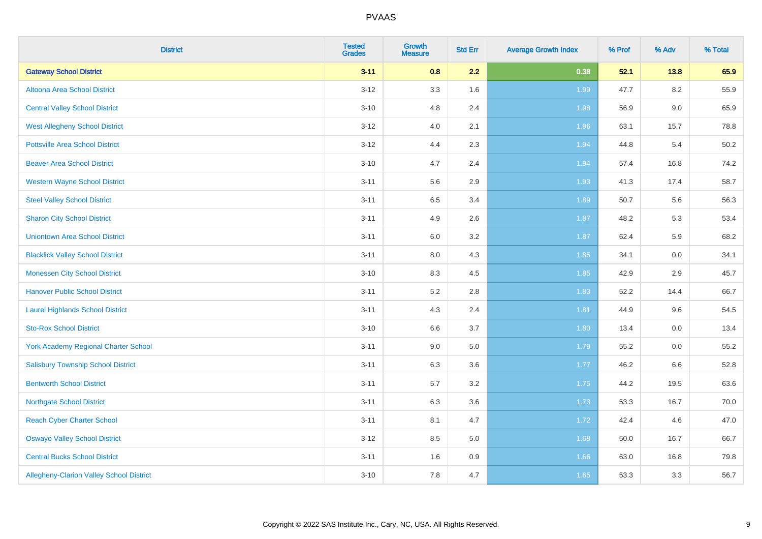PVAAS

| District | Tested Grades | Growth Measure | Std Err | Average Growth Index | % Prof | % Adv | % Total |
|---|---|---|---|---|---|---|---|
| **Gateway School District** | **3-11** | **0.8** | **2.2** | **0.38** | **52.1** | **13.8** | **65.9** |
| Altoona Area School District | 3-12 | 3.3 | 1.6 | 1.99 | 47.7 | 8.2 | 55.9 |
| Central Valley School District | 3-10 | 4.8 | 2.4 | 1.98 | 56.9 | 9.0 | 65.9 |
| West Allegheny School District | 3-12 | 4.0 | 2.1 | 1.96 | 63.1 | 15.7 | 78.8 |
| Pottsville Area School District | 3-12 | 4.4 | 2.3 | 1.94 | 44.8 | 5.4 | 50.2 |
| Beaver Area School District | 3-10 | 4.7 | 2.4 | 1.94 | 57.4 | 16.8 | 74.2 |
| Western Wayne School District | 3-11 | 5.6 | 2.9 | 1.93 | 41.3 | 17.4 | 58.7 |
| Steel Valley School District | 3-11 | 6.5 | 3.4 | 1.89 | 50.7 | 5.6 | 56.3 |
| Sharon City School District | 3-11 | 4.9 | 2.6 | 1.87 | 48.2 | 5.3 | 53.4 |
| Uniontown Area School District | 3-11 | 6.0 | 3.2 | 1.87 | 62.4 | 5.9 | 68.2 |
| Blacklick Valley School District | 3-11 | 8.0 | 4.3 | 1.85 | 34.1 | 0.0 | 34.1 |
| Monessen City School District | 3-10 | 8.3 | 4.5 | 1.85 | 42.9 | 2.9 | 45.7 |
| Hanover Public School District | 3-11 | 5.2 | 2.8 | 1.83 | 52.2 | 14.4 | 66.7 |
| Laurel Highlands School District | 3-11 | 4.3 | 2.4 | 1.81 | 44.9 | 9.6 | 54.5 |
| Sto-Rox School District | 3-10 | 6.6 | 3.7 | 1.80 | 13.4 | 0.0 | 13.4 |
| York Academy Regional Charter School | 3-11 | 9.0 | 5.0 | 1.79 | 55.2 | 0.0 | 55.2 |
| Salisbury Township School District | 3-11 | 6.3 | 3.6 | 1.77 | 46.2 | 6.6 | 52.8 |
| Bentworth School District | 3-11 | 5.7 | 3.2 | 1.75 | 44.2 | 19.5 | 63.6 |
| Northgate School District | 3-11 | 6.3 | 3.6 | 1.73 | 53.3 | 16.7 | 70.0 |
| Reach Cyber Charter School | 3-11 | 8.1 | 4.7 | 1.72 | 42.4 | 4.6 | 47.0 |
| Oswayo Valley School District | 3-12 | 8.5 | 5.0 | 1.68 | 50.0 | 16.7 | 66.7 |
| Central Bucks School District | 3-11 | 1.6 | 0.9 | 1.66 | 63.0 | 16.8 | 79.8 |
| Allegheny-Clarion Valley School District | 3-10 | 7.8 | 4.7 | 1.65 | 53.3 | 3.3 | 56.7 |

Copyright © 2022 SAS Institute Inc., Cary, NC, USA. All Rights Reserved.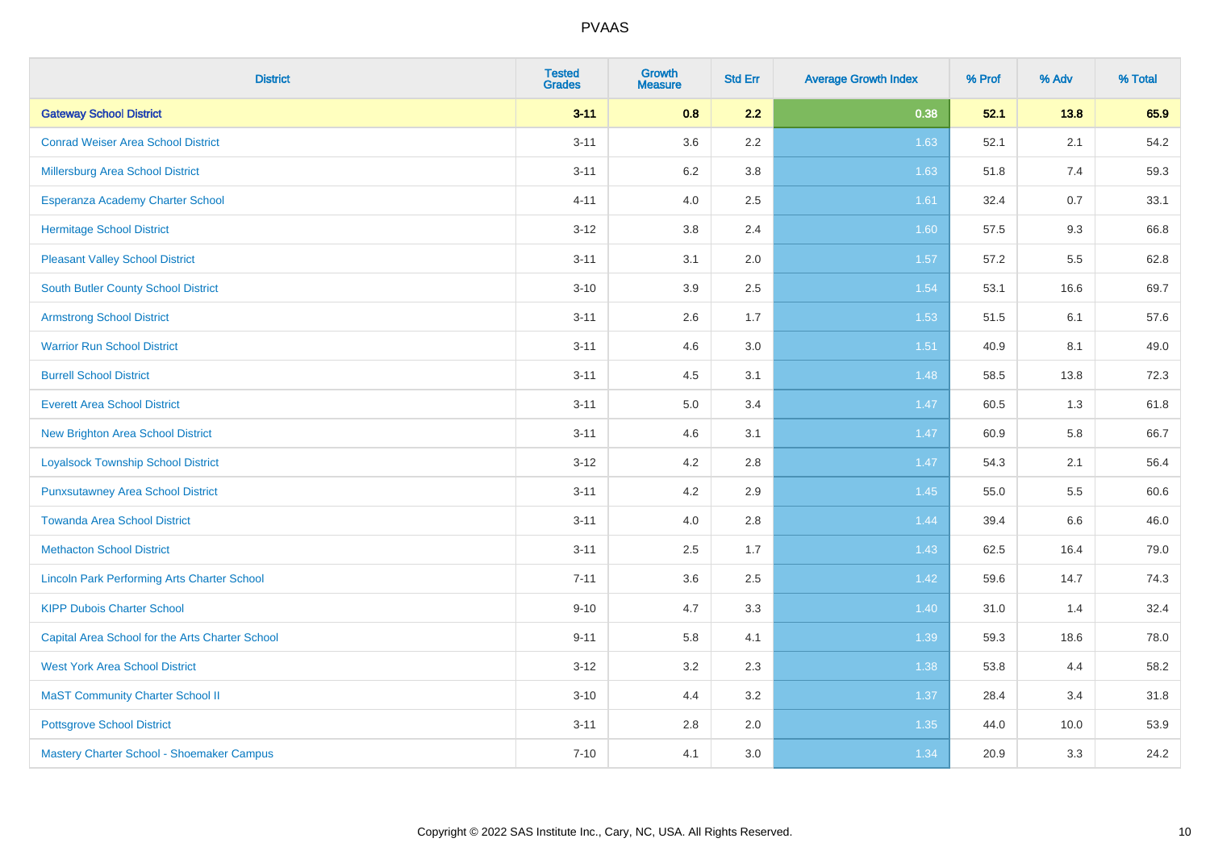| District | Tested Grades | Growth Measure | Std Err | Average Growth Index | % Prof | % Adv | % Total |
|---|---|---|---|---|---|---|---|
| **Gateway School District** | **3-11** | **0.8** | **2.2** | **0.38** | **52.1** | **13.8** | **65.9** |
| Conrad Weiser Area School District | 3-11 | 3.6 | 2.2 | 1.63 | 52.1 | 2.1 | 54.2 |
| Millersburg Area School District | 3-11 | 6.2 | 3.8 | 1.63 | 51.8 | 7.4 | 59.3 |
| Esperanza Academy Charter School | 4-11 | 4.0 | 2.5 | 1.61 | 32.4 | 0.7 | 33.1 |
| Hermitage School District | 3-12 | 3.8 | 2.4 | 1.60 | 57.5 | 9.3 | 66.8 |
| Pleasant Valley School District | 3-11 | 3.1 | 2.0 | 1.57 | 57.2 | 5.5 | 62.8 |
| South Butler County School District | 3-10 | 3.9 | 2.5 | 1.54 | 53.1 | 16.6 | 69.7 |
| Armstrong School District | 3-11 | 2.6 | 1.7 | 1.53 | 51.5 | 6.1 | 57.6 |
| Warrior Run School District | 3-11 | 4.6 | 3.0 | 1.51 | 40.9 | 8.1 | 49.0 |
| Burrell School District | 3-11 | 4.5 | 3.1 | 1.48 | 58.5 | 13.8 | 72.3 |
| Everett Area School District | 3-11 | 5.0 | 3.4 | 1.47 | 60.5 | 1.3 | 61.8 |
| New Brighton Area School District | 3-11 | 4.6 | 3.1 | 1.47 | 60.9 | 5.8 | 66.7 |
| Loyalsock Township School District | 3-12 | 4.2 | 2.8 | 1.47 | 54.3 | 2.1 | 56.4 |
| Punxsutawney Area School District | 3-11 | 4.2 | 2.9 | 1.45 | 55.0 | 5.5 | 60.6 |
| Towanda Area School District | 3-11 | 4.0 | 2.8 | 1.44 | 39.4 | 6.6 | 46.0 |
| Methacton School District | 3-11 | 2.5 | 1.7 | 1.43 | 62.5 | 16.4 | 79.0 |
| Lincoln Park Performing Arts Charter School | 7-11 | 3.6 | 2.5 | 1.42 | 59.6 | 14.7 | 74.3 |
| KIPP Dubois Charter School | 9-10 | 4.7 | 3.3 | 1.40 | 31.0 | 1.4 | 32.4 |
| Capital Area School for the Arts Charter School | 9-11 | 5.8 | 4.1 | 1.39 | 59.3 | 18.6 | 78.0 |
| West York Area School District | 3-12 | 3.2 | 2.3 | 1.38 | 53.8 | 4.4 | 58.2 |
| MaST Community Charter School II | 3-10 | 4.4 | 3.2 | 1.37 | 28.4 | 3.4 | 31.8 |
| Pottsgrove School District | 3-11 | 2.8 | 2.0 | 1.35 | 44.0 | 10.0 | 53.9 |
| Mastery Charter School - Shoemaker Campus | 7-10 | 4.1 | 3.0 | 1.34 | 20.9 | 3.3 | 24.2 |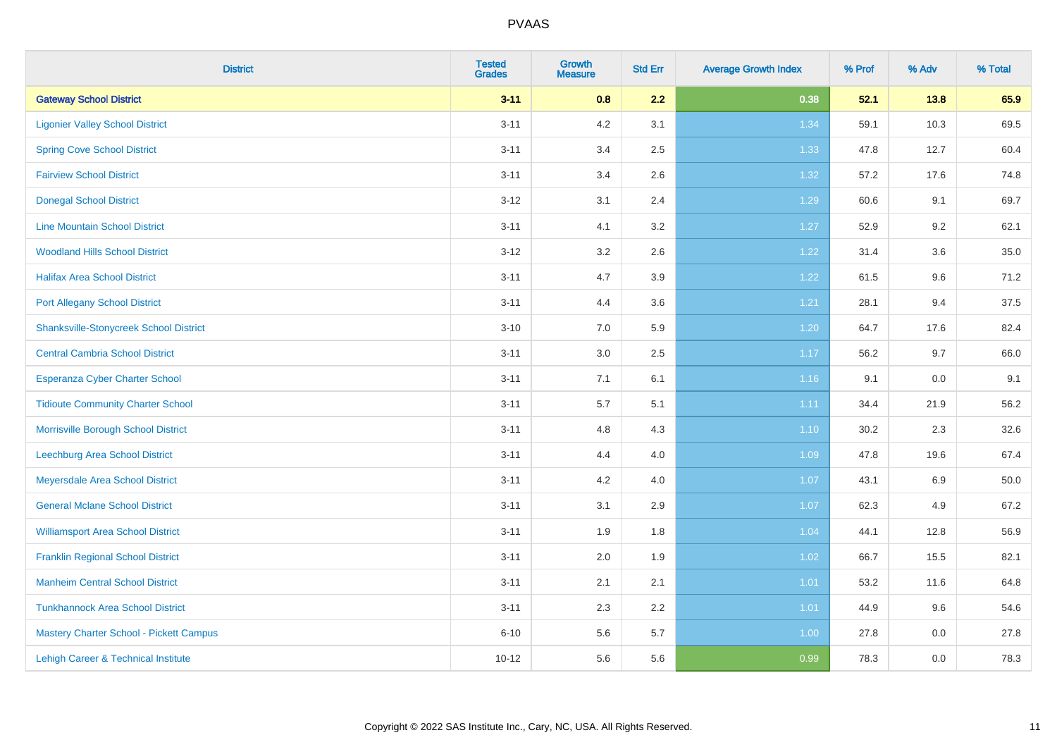| District | Tested Grades | Growth Measure | Std Err | Average Growth Index | % Prof | % Adv | % Total |
|---|---|---|---|---|---|---|---|
| **Gateway School District** | **3-11** | **0.8** | **2.2** | **0.38** | **52.1** | **13.8** | **65.9** |
| Ligonier Valley School District | 3-11 | 4.2 | 3.1 | 1.34 | 59.1 | 10.3 | 69.5 |
| Spring Cove School District | 3-11 | 3.4 | 2.5 | 1.33 | 47.8 | 12.7 | 60.4 |
| Fairview School District | 3-11 | 3.4 | 2.6 | 1.32 | 57.2 | 17.6 | 74.8 |
| Donegal School District | 3-12 | 3.1 | 2.4 | 1.29 | 60.6 | 9.1 | 69.7 |
| Line Mountain School District | 3-11 | 4.1 | 3.2 | 1.27 | 52.9 | 9.2 | 62.1 |
| Woodland Hills School District | 3-12 | 3.2 | 2.6 | 1.22 | 31.4 | 3.6 | 35.0 |
| Halifax Area School District | 3-11 | 4.7 | 3.9 | 1.22 | 61.5 | 9.6 | 71.2 |
| Port Allegany School District | 3-11 | 4.4 | 3.6 | 1.21 | 28.1 | 9.4 | 37.5 |
| Shanksville-Stonycreek School District | 3-10 | 7.0 | 5.9 | 1.20 | 64.7 | 17.6 | 82.4 |
| Central Cambria School District | 3-11 | 3.0 | 2.5 | 1.17 | 56.2 | 9.7 | 66.0 |
| Esperanza Cyber Charter School | 3-11 | 7.1 | 6.1 | 1.16 | 9.1 | 0.0 | 9.1 |
| Tidioute Community Charter School | 3-11 | 5.7 | 5.1 | 1.11 | 34.4 | 21.9 | 56.2 |
| Morrisville Borough School District | 3-11 | 4.8 | 4.3 | 1.10 | 30.2 | 2.3 | 32.6 |
| Leechburg Area School District | 3-11 | 4.4 | 4.0 | 1.09 | 47.8 | 19.6 | 67.4 |
| Meyersdale Area School District | 3-11 | 4.2 | 4.0 | 1.07 | 43.1 | 6.9 | 50.0 |
| General Mclane School District | 3-11 | 3.1 | 2.9 | 1.07 | 62.3 | 4.9 | 67.2 |
| Williamsport Area School District | 3-11 | 1.9 | 1.8 | 1.04 | 44.1 | 12.8 | 56.9 |
| Franklin Regional School District | 3-11 | 2.0 | 1.9 | 1.02 | 66.7 | 15.5 | 82.1 |
| Manheim Central School District | 3-11 | 2.1 | 2.1 | 1.01 | 53.2 | 11.6 | 64.8 |
| Tunkhannock Area School District | 3-11 | 2.3 | 2.2 | 1.01 | 44.9 | 9.6 | 54.6 |
| Mastery Charter School - Pickett Campus | 6-10 | 5.6 | 5.7 | 1.00 | 27.8 | 0.0 | 27.8 |
| Lehigh Career & Technical Institute | 10-12 | 5.6 | 5.6 | 0.99 | 78.3 | 0.0 | 78.3 |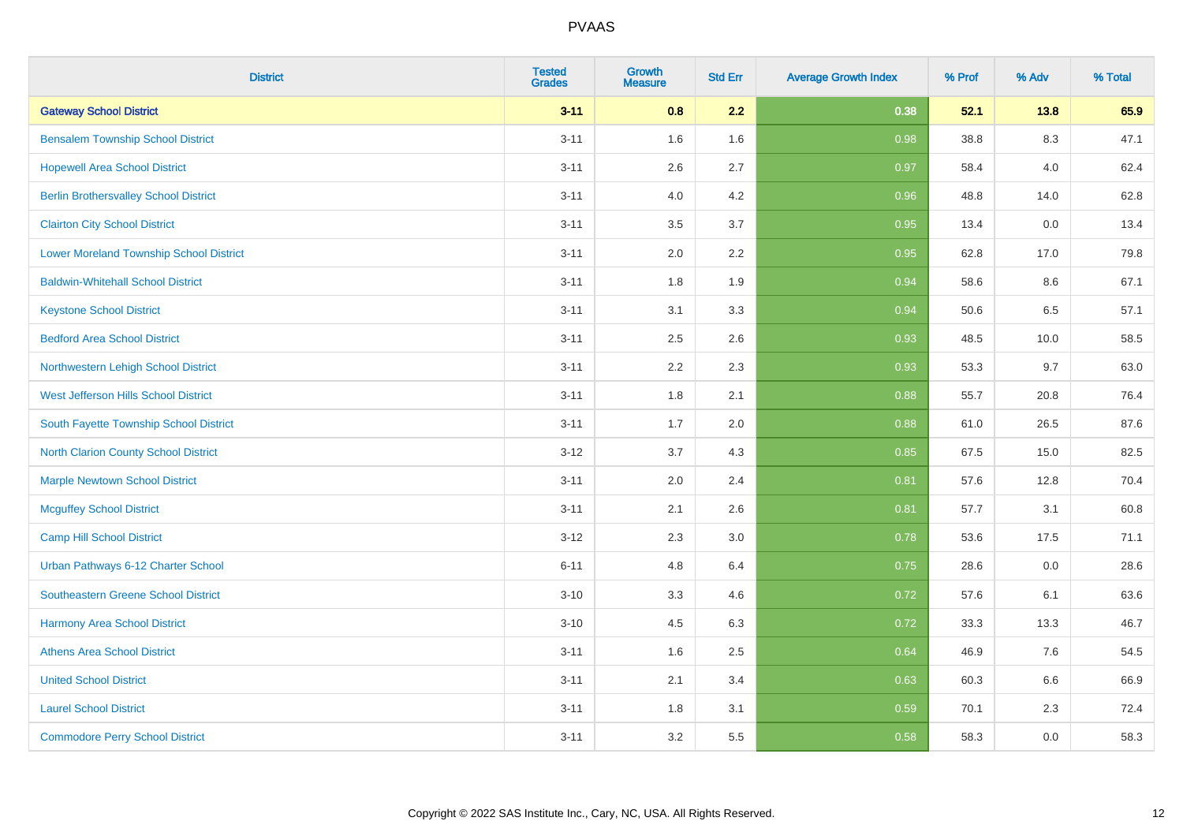# PVAAS

| District | Tested Grades | Growth Measure | Std Err | Average Growth Index | % Prof | % Adv | % Total |
|---|---|---|---|---|---|---|---|
| **Gateway School District** | **3-11** | **0.8** | **2.2** | **0.38** | **52.1** | **13.8** | **65.9** |
| Bensalem Township School District | 3-11 | 1.6 | 1.6 | 0.98 | 38.8 | 8.3 | 47.1 |
| Hopewell Area School District | 3-11 | 2.6 | 2.7 | 0.97 | 58.4 | 4.0 | 62.4 |
| Berlin Brothersvalley School District | 3-11 | 4.0 | 4.2 | 0.96 | 48.8 | 14.0 | 62.8 |
| Clairton City School District | 3-11 | 3.5 | 3.7 | 0.95 | 13.4 | 0.0 | 13.4 |
| Lower Moreland Township School District | 3-11 | 2.0 | 2.2 | 0.95 | 62.8 | 17.0 | 79.8 |
| Baldwin-Whitehall School District | 3-11 | 1.8 | 1.9 | 0.94 | 58.6 | 8.6 | 67.1 |
| Keystone School District | 3-11 | 3.1 | 3.3 | 0.94 | 50.6 | 6.5 | 57.1 |
| Bedford Area School District | 3-11 | 2.5 | 2.6 | 0.93 | 48.5 | 10.0 | 58.5 |
| Northwestern Lehigh School District | 3-11 | 2.2 | 2.3 | 0.93 | 53.3 | 9.7 | 63.0 |
| West Jefferson Hills School District | 3-11 | 1.8 | 2.1 | 0.88 | 55.7 | 20.8 | 76.4 |
| South Fayette Township School District | 3-11 | 1.7 | 2.0 | 0.88 | 61.0 | 26.5 | 87.6 |
| North Clarion County School District | 3-12 | 3.7 | 4.3 | 0.85 | 67.5 | 15.0 | 82.5 |
| Marple Newtown School District | 3-11 | 2.0 | 2.4 | 0.81 | 57.6 | 12.8 | 70.4 |
| Mcguffey School District | 3-11 | 2.1 | 2.6 | 0.81 | 57.7 | 3.1 | 60.8 |
| Camp Hill School District | 3-12 | 2.3 | 3.0 | 0.78 | 53.6 | 17.5 | 71.1 |
| Urban Pathways 6-12 Charter School | 6-11 | 4.8 | 6.4 | 0.75 | 28.6 | 0.0 | 28.6 |
| Southeastern Greene School District | 3-10 | 3.3 | 4.6 | 0.72 | 57.6 | 6.1 | 63.6 |
| Harmony Area School District | 3-10 | 4.5 | 6.3 | 0.72 | 33.3 | 13.3 | 46.7 |
| Athens Area School District | 3-11 | 1.6 | 2.5 | 0.64 | 46.9 | 7.6 | 54.5 |
| United School District | 3-11 | 2.1 | 3.4 | 0.63 | 60.3 | 6.6 | 66.9 |
| Laurel School District | 3-11 | 1.8 | 3.1 | 0.59 | 70.1 | 2.3 | 72.4 |
| Commodore Perry School District | 3-11 | 3.2 | 5.5 | 0.58 | 58.3 | 0.0 | 58.3 |

Copyright © 2022 SAS Institute Inc., Cary, NC, USA. All Rights Reserved.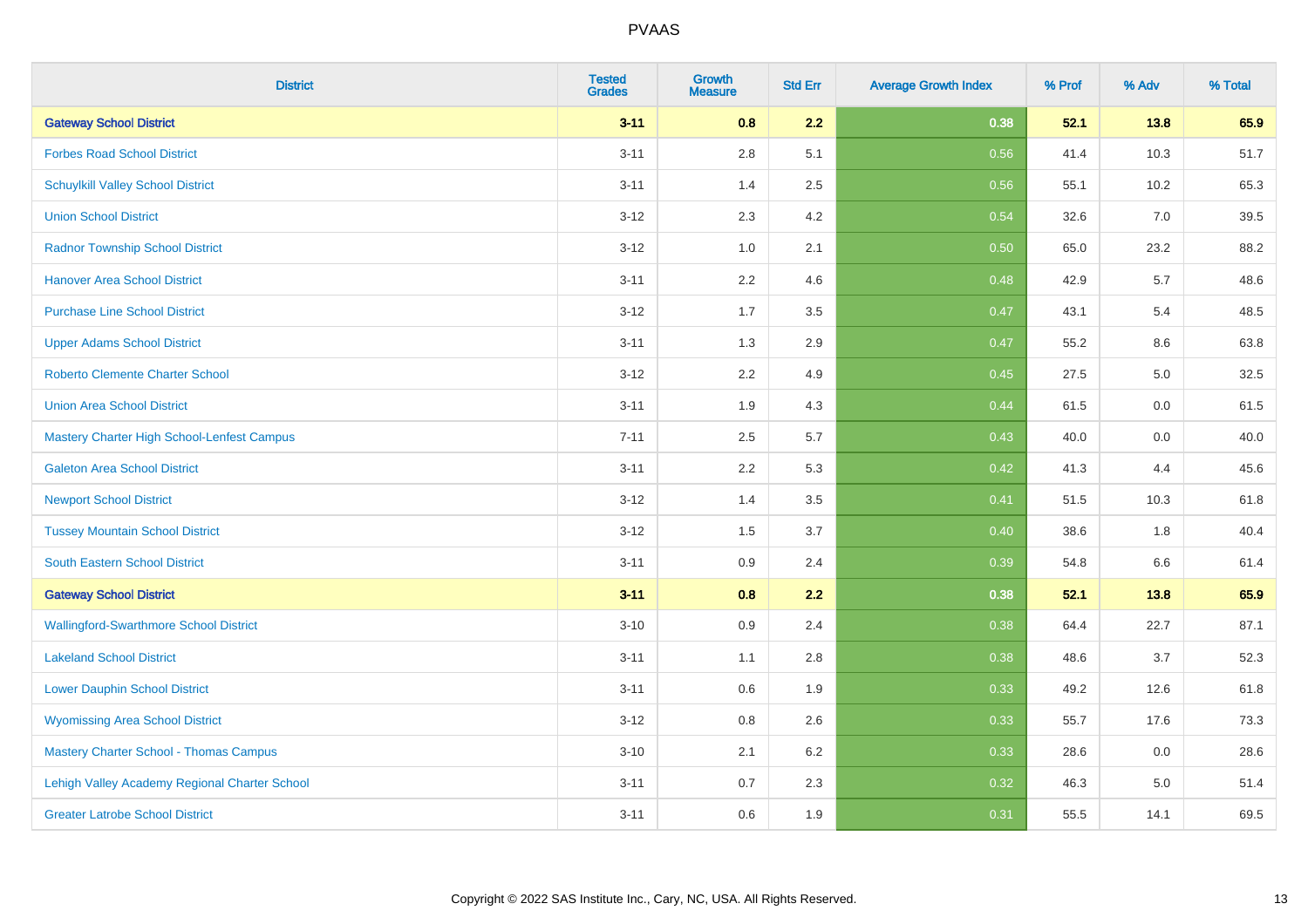| District | Tested Grades | Growth Measure | Std Err | Average Growth Index | % Prof | % Adv | % Total |
|---|---|---|---|---|---|---|---|
| **Gateway School District** | **3-11** | **0.8** | **2.2** | **0.38** | **52.1** | **13.8** | **65.9** |
| Forbes Road School District | 3-11 | 2.8 | 5.1 | 0.56 | 41.4 | 10.3 | 51.7 |
| Schuylkill Valley School District | 3-11 | 1.4 | 2.5 | 0.56 | 55.1 | 10.2 | 65.3 |
| Union School District | 3-12 | 2.3 | 4.2 | 0.54 | 32.6 | 7.0 | 39.5 |
| Radnor Township School District | 3-12 | 1.0 | 2.1 | 0.50 | 65.0 | 23.2 | 88.2 |
| Hanover Area School District | 3-11 | 2.2 | 4.6 | 0.48 | 42.9 | 5.7 | 48.6 |
| Purchase Line School District | 3-12 | 1.7 | 3.5 | 0.47 | 43.1 | 5.4 | 48.5 |
| Upper Adams School District | 3-11 | 1.3 | 2.9 | 0.47 | 55.2 | 8.6 | 63.8 |
| Roberto Clemente Charter School | 3-12 | 2.2 | 4.9 | 0.45 | 27.5 | 5.0 | 32.5 |
| Union Area School District | 3-11 | 1.9 | 4.3 | 0.44 | 61.5 | 0.0 | 61.5 |
| Mastery Charter High School-Lenfest Campus | 7-11 | 2.5 | 5.7 | 0.43 | 40.0 | 0.0 | 40.0 |
| Galeton Area School District | 3-11 | 2.2 | 5.3 | 0.42 | 41.3 | 4.4 | 45.6 |
| Newport School District | 3-12 | 1.4 | 3.5 | 0.41 | 51.5 | 10.3 | 61.8 |
| Tussey Mountain School District | 3-12 | 1.5 | 3.7 | 0.40 | 38.6 | 1.8 | 40.4 |
| South Eastern School District | 3-11 | 0.9 | 2.4 | 0.39 | 54.8 | 6.6 | 61.4 |
| **Gateway School District** | **3-11** | **0.8** | **2.2** | **0.38** | **52.1** | **13.8** | **65.9** |
| Wallingford-Swarthmore School District | 3-10 | 0.9 | 2.4 | 0.38 | 64.4 | 22.7 | 87.1 |
| Lakeland School District | 3-11 | 1.1 | 2.8 | 0.38 | 48.6 | 3.7 | 52.3 |
| Lower Dauphin School District | 3-11 | 0.6 | 1.9 | 0.33 | 49.2 | 12.6 | 61.8 |
| Wyomissing Area School District | 3-12 | 0.8 | 2.6 | 0.33 | 55.7 | 17.6 | 73.3 |
| Mastery Charter School - Thomas Campus | 3-10 | 2.1 | 6.2 | 0.33 | 28.6 | 0.0 | 28.6 |
| Lehigh Valley Academy Regional Charter School | 3-11 | 0.7 | 2.3 | 0.32 | 46.3 | 5.0 | 51.4 |
| Greater Latrobe School District | 3-11 | 0.6 | 1.9 | 0.31 | 55.5 | 14.1 | 69.5 |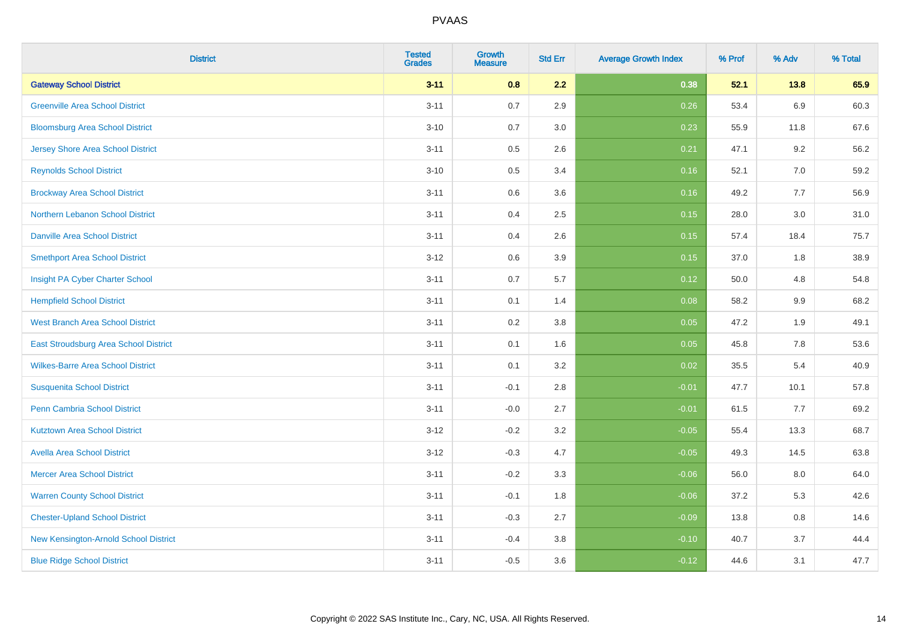| District | Tested Grades | Growth Measure | Std Err | Average Growth Index | % Prof | % Adv | % Total |
|---|---|---|---|---|---|---|---|
| **Gateway School District** | **3-11** | **0.8** | **2.2** | **0.38** | **52.1** | **13.8** | **65.9** |
| Greenville Area School District | 3-11 | 0.7 | 2.9 | 0.26 | 53.4 | 6.9 | 60.3 |
| Bloomsburg Area School District | 3-10 | 0.7 | 3.0 | 0.23 | 55.9 | 11.8 | 67.6 |
| Jersey Shore Area School District | 3-11 | 0.5 | 2.6 | 0.21 | 47.1 | 9.2 | 56.2 |
| Reynolds School District | 3-10 | 0.5 | 3.4 | 0.16 | 52.1 | 7.0 | 59.2 |
| Brockway Area School District | 3-11 | 0.6 | 3.6 | 0.16 | 49.2 | 7.7 | 56.9 |
| Northern Lebanon School District | 3-11 | 0.4 | 2.5 | 0.15 | 28.0 | 3.0 | 31.0 |
| Danville Area School District | 3-11 | 0.4 | 2.6 | 0.15 | 57.4 | 18.4 | 75.7 |
| Smethport Area School District | 3-12 | 0.6 | 3.9 | 0.15 | 37.0 | 1.8 | 38.9 |
| Insight PA Cyber Charter School | 3-11 | 0.7 | 5.7 | 0.12 | 50.0 | 4.8 | 54.8 |
| Hempfield School District | 3-11 | 0.1 | 1.4 | 0.08 | 58.2 | 9.9 | 68.2 |
| West Branch Area School District | 3-11 | 0.2 | 3.8 | 0.05 | 47.2 | 1.9 | 49.1 |
| East Stroudsburg Area School District | 3-11 | 0.1 | 1.6 | 0.05 | 45.8 | 7.8 | 53.6 |
| Wilkes-Barre Area School District | 3-11 | 0.1 | 3.2 | 0.02 | 35.5 | 5.4 | 40.9 |
| Susquenita School District | 3-11 | -0.1 | 2.8 | -0.01 | 47.7 | 10.1 | 57.8 |
| Penn Cambria School District | 3-11 | -0.0 | 2.7 | -0.01 | 61.5 | 7.7 | 69.2 |
| Kutztown Area School District | 3-12 | -0.2 | 3.2 | -0.05 | 55.4 | 13.3 | 68.7 |
| Avella Area School District | 3-12 | -0.3 | 4.7 | -0.05 | 49.3 | 14.5 | 63.8 |
| Mercer Area School District | 3-11 | -0.2 | 3.3 | -0.06 | 56.0 | 8.0 | 64.0 |
| Warren County School District | 3-11 | -0.1 | 1.8 | -0.06 | 37.2 | 5.3 | 42.6 |
| Chester-Upland School District | 3-11 | -0.3 | 2.7 | -0.09 | 13.8 | 0.8 | 14.6 |
| New Kensington-Arnold School District | 3-11 | -0.4 | 3.8 | -0.10 | 40.7 | 3.7 | 44.4 |
| Blue Ridge School District | 3-11 | -0.5 | 3.6 | -0.12 | 44.6 | 3.1 | 47.7 |

Copyright © 2022 SAS Institute Inc., Cary, NC, USA. All Rights Reserved.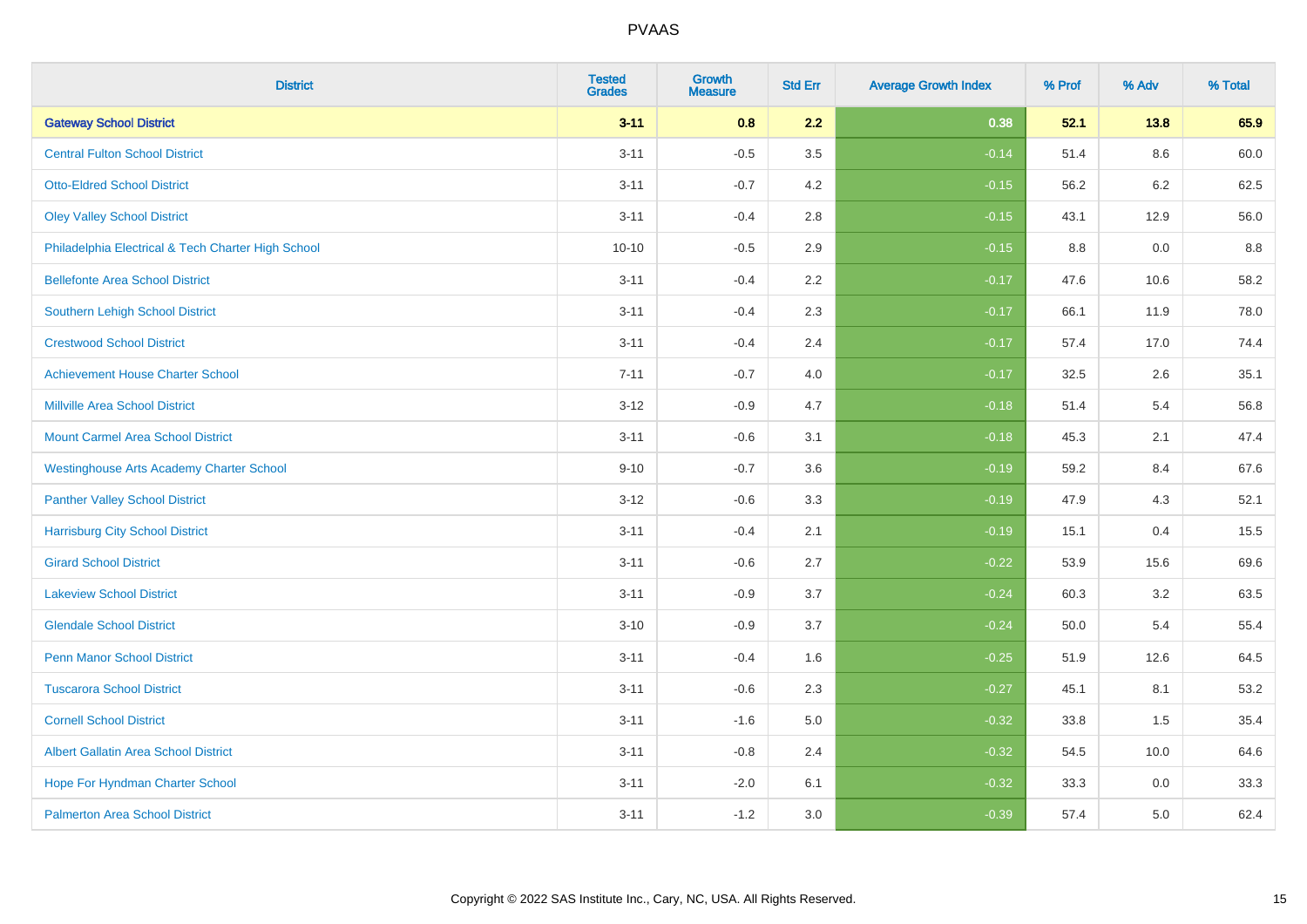| District | Tested Grades | Growth Measure | Std Err | Average Growth Index | % Prof | % Adv | % Total |
|---|---|---|---|---|---|---|---|
| **Gateway School District** | **3-11** | **0.8** | **2.2** | **0.38** | **52.1** | **13.8** | **65.9** |
| Central Fulton School District | 3-11 | -0.5 | 3.5 | -0.14 | 51.4 | 8.6 | 60.0 |
| Otto-Eldred School District | 3-11 | -0.7 | 4.2 | -0.15 | 56.2 | 6.2 | 62.5 |
| Oley Valley School District | 3-11 | -0.4 | 2.8 | -0.15 | 43.1 | 12.9 | 56.0 |
| Philadelphia Electrical & Tech Charter High School | 10-10 | -0.5 | 2.9 | -0.15 | 8.8 | 0.0 | 8.8 |
| Bellefonte Area School District | 3-11 | -0.4 | 2.2 | -0.17 | 47.6 | 10.6 | 58.2 |
| Southern Lehigh School District | 3-11 | -0.4 | 2.3 | -0.17 | 66.1 | 11.9 | 78.0 |
| Crestwood School District | 3-11 | -0.4 | 2.4 | -0.17 | 57.4 | 17.0 | 74.4 |
| Achievement House Charter School | 7-11 | -0.7 | 4.0 | -0.17 | 32.5 | 2.6 | 35.1 |
| Millville Area School District | 3-12 | -0.9 | 4.7 | -0.18 | 51.4 | 5.4 | 56.8 |
| Mount Carmel Area School District | 3-11 | -0.6 | 3.1 | -0.18 | 45.3 | 2.1 | 47.4 |
| Westinghouse Arts Academy Charter School | 9-10 | -0.7 | 3.6 | -0.19 | 59.2 | 8.4 | 67.6 |
| Panther Valley School District | 3-12 | -0.6 | 3.3 | -0.19 | 47.9 | 4.3 | 52.1 |
| Harrisburg City School District | 3-11 | -0.4 | 2.1 | -0.19 | 15.1 | 0.4 | 15.5 |
| Girard School District | 3-11 | -0.6 | 2.7 | -0.22 | 53.9 | 15.6 | 69.6 |
| Lakeview School District | 3-11 | -0.9 | 3.7 | -0.24 | 60.3 | 3.2 | 63.5 |
| Glendale School District | 3-10 | -0.9 | 3.7 | -0.24 | 50.0 | 5.4 | 55.4 |
| Penn Manor School District | 3-11 | -0.4 | 1.6 | -0.25 | 51.9 | 12.6 | 64.5 |
| Tuscarora School District | 3-11 | -0.6 | 2.3 | -0.27 | 45.1 | 8.1 | 53.2 |
| Cornell School District | 3-11 | -1.6 | 5.0 | -0.32 | 33.8 | 1.5 | 35.4 |
| Albert Gallatin Area School District | 3-11 | -0.8 | 2.4 | -0.32 | 54.5 | 10.0 | 64.6 |
| Hope For Hyndman Charter School | 3-11 | -2.0 | 6.1 | -0.32 | 33.3 | 0.0 | 33.3 |
| Palmerton Area School District | 3-11 | -1.2 | 3.0 | -0.39 | 57.4 | 5.0 | 62.4 |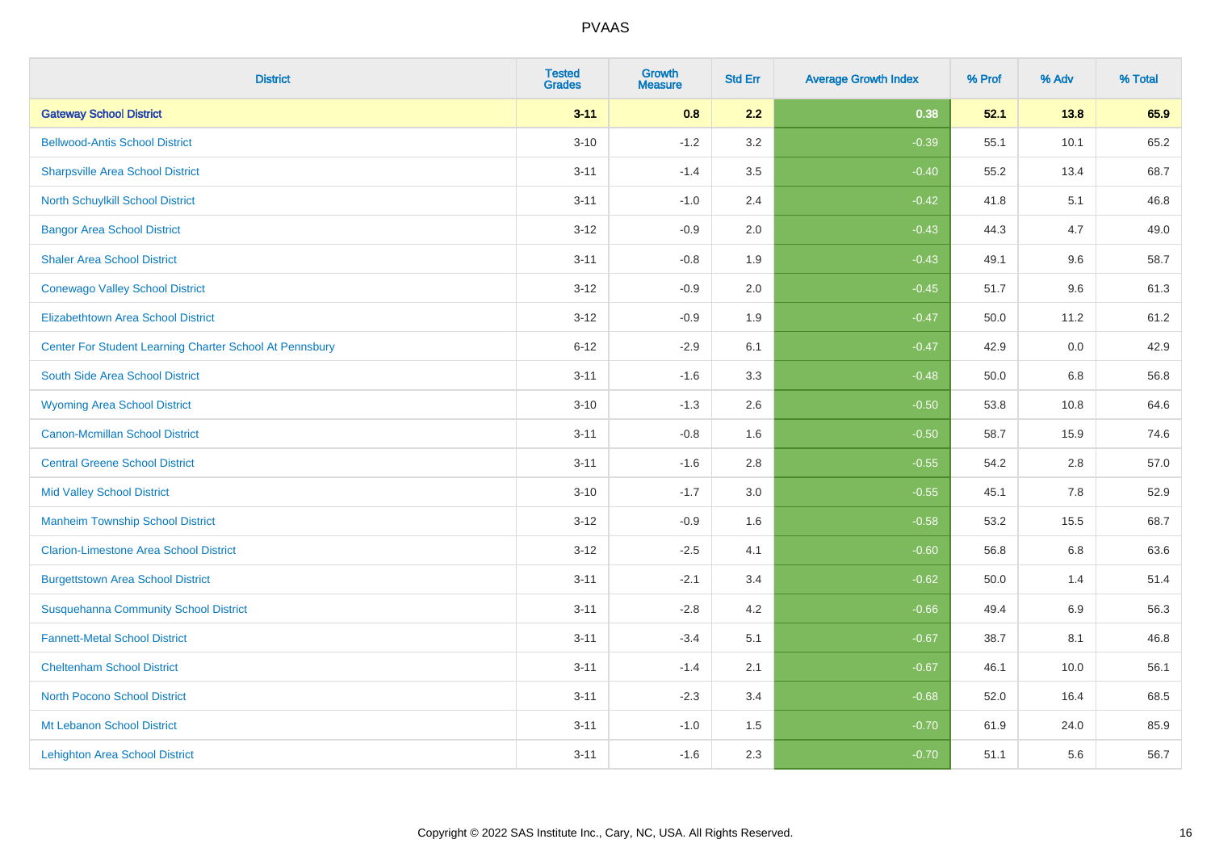| District | Tested Grades | Growth Measure | Std Err | Average Growth Index | % Prof | % Adv | % Total |
|---|---|---|---|---|---|---|---|
| **Gateway School District** | **3-11** | **0.8** | **2.2** | **0.38** | **52.1** | **13.8** | **65.9** |
| Bellwood-Antis School District | 3-10 | -1.2 | 3.2 | -0.39 | 55.1 | 10.1 | 65.2 |
| Sharpsville Area School District | 3-11 | -1.4 | 3.5 | -0.40 | 55.2 | 13.4 | 68.7 |
| North Schuylkill School District | 3-11 | -1.0 | 2.4 | -0.42 | 41.8 | 5.1 | 46.8 |
| Bangor Area School District | 3-12 | -0.9 | 2.0 | -0.43 | 44.3 | 4.7 | 49.0 |
| Shaler Area School District | 3-11 | -0.8 | 1.9 | -0.43 | 49.1 | 9.6 | 58.7 |
| Conewago Valley School District | 3-12 | -0.9 | 2.0 | -0.45 | 51.7 | 9.6 | 61.3 |
| Elizabethtown Area School District | 3-12 | -0.9 | 1.9 | -0.47 | 50.0 | 11.2 | 61.2 |
| Center For Student Learning Charter School At Pennsbury | 6-12 | -2.9 | 6.1 | -0.47 | 42.9 | 0.0 | 42.9 |
| South Side Area School District | 3-11 | -1.6 | 3.3 | -0.48 | 50.0 | 6.8 | 56.8 |
| Wyoming Area School District | 3-10 | -1.3 | 2.6 | -0.50 | 53.8 | 10.8 | 64.6 |
| Canon-Mcmillan School District | 3-11 | -0.8 | 1.6 | -0.50 | 58.7 | 15.9 | 74.6 |
| Central Greene School District | 3-11 | -1.6 | 2.8 | -0.55 | 54.2 | 2.8 | 57.0 |
| Mid Valley School District | 3-10 | -1.7 | 3.0 | -0.55 | 45.1 | 7.8 | 52.9 |
| Manheim Township School District | 3-12 | -0.9 | 1.6 | -0.58 | 53.2 | 15.5 | 68.7 |
| Clarion-Limestone Area School District | 3-12 | -2.5 | 4.1 | -0.60 | 56.8 | 6.8 | 63.6 |
| Burgettstown Area School District | 3-11 | -2.1 | 3.4 | -0.62 | 50.0 | 1.4 | 51.4 |
| Susquehanna Community School District | 3-11 | -2.8 | 4.2 | -0.66 | 49.4 | 6.9 | 56.3 |
| Fannett-Metal School District | 3-11 | -3.4 | 5.1 | -0.67 | 38.7 | 8.1 | 46.8 |
| Cheltenham School District | 3-11 | -1.4 | 2.1 | -0.67 | 46.1 | 10.0 | 56.1 |
| North Pocono School District | 3-11 | -2.3 | 3.4 | -0.68 | 52.0 | 16.4 | 68.5 |
| Mt Lebanon School District | 3-11 | -1.0 | 1.5 | -0.70 | 61.9 | 24.0 | 85.9 |
| Lehighton Area School District | 3-11 | -1.6 | 2.3 | -0.70 | 51.1 | 5.6 | 56.7 |

Copyright © 2022 SAS Institute Inc., Cary, NC, USA. All Rights Reserved.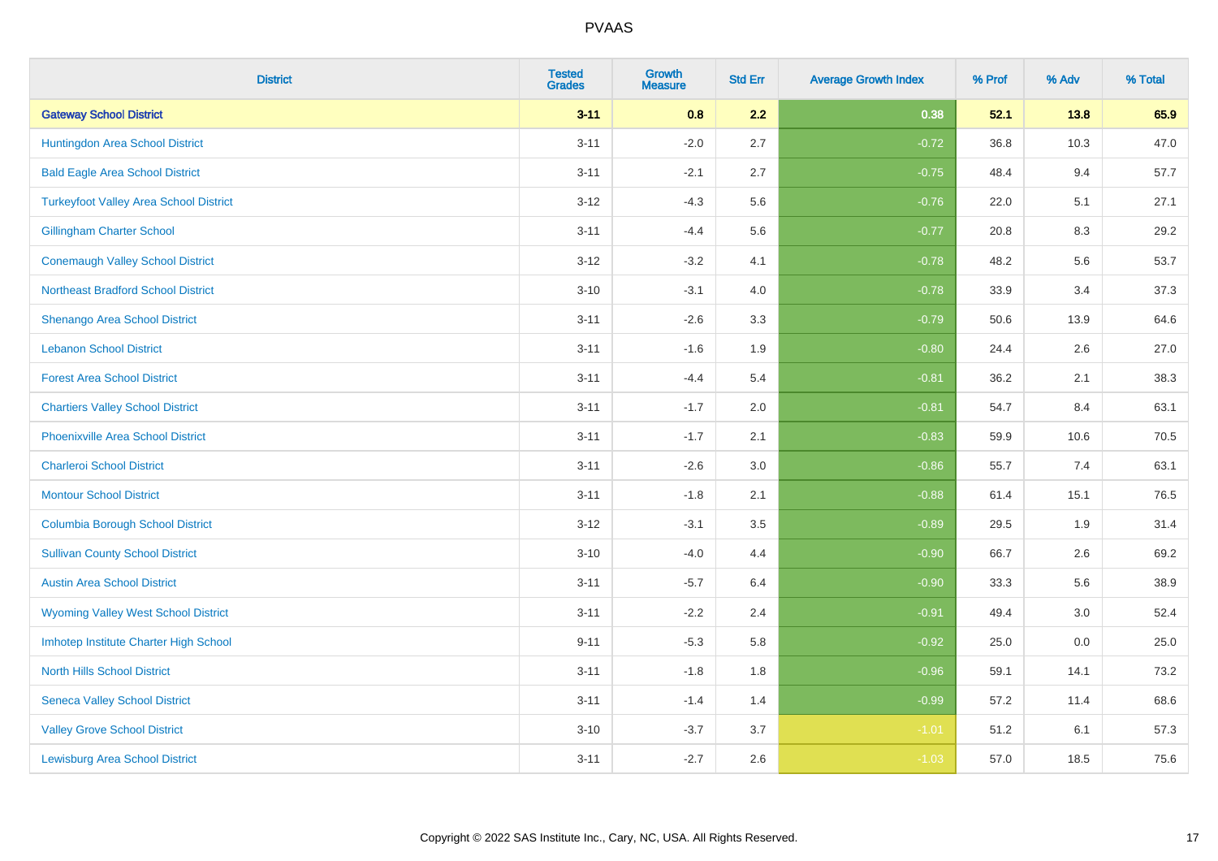# PVAAS

| District | Tested Grades | Growth Measure | Std Err | Average Growth Index | % Prof | % Adv | % Total |
|---|---|---|---|---|---|---|---|
| **Gateway School District** | **3-11** | **0.8** | **2.2** | **0.38** | **52.1** | **13.8** | **65.9** |
| Huntingdon Area School District | 3-11 | -2.0 | 2.7 | -0.72 | 36.8 | 10.3 | 47.0 |
| Bald Eagle Area School District | 3-11 | -2.1 | 2.7 | -0.75 | 48.4 | 9.4 | 57.7 |
| Turkeyfoot Valley Area School District | 3-12 | -4.3 | 5.6 | -0.76 | 22.0 | 5.1 | 27.1 |
| Gillingham Charter School | 3-11 | -4.4 | 5.6 | -0.77 | 20.8 | 8.3 | 29.2 |
| Conemaugh Valley School District | 3-12 | -3.2 | 4.1 | -0.78 | 48.2 | 5.6 | 53.7 |
| Northeast Bradford School District | 3-10 | -3.1 | 4.0 | -0.78 | 33.9 | 3.4 | 37.3 |
| Shenango Area School District | 3-11 | -2.6 | 3.3 | -0.79 | 50.6 | 13.9 | 64.6 |
| Lebanon School District | 3-11 | -1.6 | 1.9 | -0.80 | 24.4 | 2.6 | 27.0 |
| Forest Area School District | 3-11 | -4.4 | 5.4 | -0.81 | 36.2 | 2.1 | 38.3 |
| Chartiers Valley School District | 3-11 | -1.7 | 2.0 | -0.81 | 54.7 | 8.4 | 63.1 |
| Phoenixville Area School District | 3-11 | -1.7 | 2.1 | -0.83 | 59.9 | 10.6 | 70.5 |
| Charleroi School District | 3-11 | -2.6 | 3.0 | -0.86 | 55.7 | 7.4 | 63.1 |
| Montour School District | 3-11 | -1.8 | 2.1 | -0.88 | 61.4 | 15.1 | 76.5 |
| Columbia Borough School District | 3-12 | -3.1 | 3.5 | -0.89 | 29.5 | 1.9 | 31.4 |
| Sullivan County School District | 3-10 | -4.0 | 4.4 | -0.90 | 66.7 | 2.6 | 69.2 |
| Austin Area School District | 3-11 | -5.7 | 6.4 | -0.90 | 33.3 | 5.6 | 38.9 |
| Wyoming Valley West School District | 3-11 | -2.2 | 2.4 | -0.91 | 49.4 | 3.0 | 52.4 |
| Imhotep Institute Charter High School | 9-11 | -5.3 | 5.8 | -0.92 | 25.0 | 0.0 | 25.0 |
| North Hills School District | 3-11 | -1.8 | 1.8 | -0.96 | 59.1 | 14.1 | 73.2 |
| Seneca Valley School District | 3-11 | -1.4 | 1.4 | -0.99 | 57.2 | 11.4 | 68.6 |
| Valley Grove School District | 3-10 | -3.7 | 3.7 | -1.01 | 51.2 | 6.1 | 57.3 |
| Lewisburg Area School District | 3-11 | -2.7 | 2.6 | -1.03 | 57.0 | 18.5 | 75.6 |

Copyright © 2022 SAS Institute Inc., Cary, NC, USA. All Rights Reserved.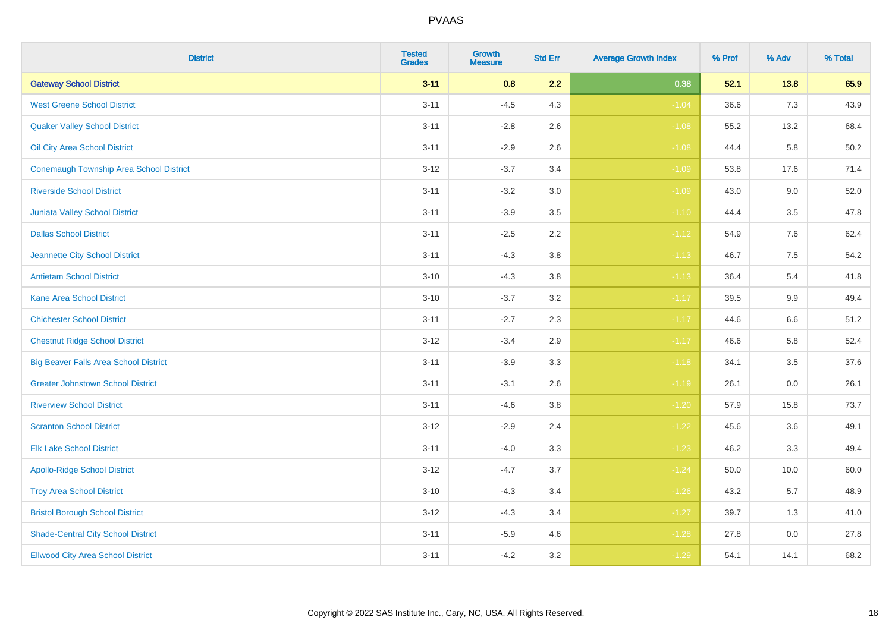# PVAAS

| District | Tested Grades | Growth Measure | Std Err | Average Growth Index | % Prof | % Adv | % Total |
|---|---|---|---|---|---|---|---|
| **Gateway School District** | **3-11** | **0.8** | **2.2** | **0.38** | **52.1** | **13.8** | **65.9** |
| West Greene School District | 3-11 | -4.5 | 4.3 | -1.04 | 36.6 | 7.3 | 43.9 |
| Quaker Valley School District | 3-11 | -2.8 | 2.6 | -1.08 | 55.2 | 13.2 | 68.4 |
| Oil City Area School District | 3-11 | -2.9 | 2.6 | -1.08 | 44.4 | 5.8 | 50.2 |
| Conemaugh Township Area School District | 3-12 | -3.7 | 3.4 | -1.09 | 53.8 | 17.6 | 71.4 |
| Riverside School District | 3-11 | -3.2 | 3.0 | -1.09 | 43.0 | 9.0 | 52.0 |
| Juniata Valley School District | 3-11 | -3.9 | 3.5 | -1.10 | 44.4 | 3.5 | 47.8 |
| Dallas School District | 3-11 | -2.5 | 2.2 | -1.12 | 54.9 | 7.6 | 62.4 |
| Jeannette City School District | 3-11 | -4.3 | 3.8 | -1.13 | 46.7 | 7.5 | 54.2 |
| Antietam School District | 3-10 | -4.3 | 3.8 | -1.13 | 36.4 | 5.4 | 41.8 |
| Kane Area School District | 3-10 | -3.7 | 3.2 | -1.17 | 39.5 | 9.9 | 49.4 |
| Chichester School District | 3-11 | -2.7 | 2.3 | -1.17 | 44.6 | 6.6 | 51.2 |
| Chestnut Ridge School District | 3-12 | -3.4 | 2.9 | -1.17 | 46.6 | 5.8 | 52.4 |
| Big Beaver Falls Area School District | 3-11 | -3.9 | 3.3 | -1.18 | 34.1 | 3.5 | 37.6 |
| Greater Johnstown School District | 3-11 | -3.1 | 2.6 | -1.19 | 26.1 | 0.0 | 26.1 |
| Riverview School District | 3-11 | -4.6 | 3.8 | -1.20 | 57.9 | 15.8 | 73.7 |
| Scranton School District | 3-12 | -2.9 | 2.4 | -1.22 | 45.6 | 3.6 | 49.1 |
| Elk Lake School District | 3-11 | -4.0 | 3.3 | -1.23 | 46.2 | 3.3 | 49.4 |
| Apollo-Ridge School District | 3-12 | -4.7 | 3.7 | -1.24 | 50.0 | 10.0 | 60.0 |
| Troy Area School District | 3-10 | -4.3 | 3.4 | -1.26 | 43.2 | 5.7 | 48.9 |
| Bristol Borough School District | 3-12 | -4.3 | 3.4 | -1.27 | 39.7 | 1.3 | 41.0 |
| Shade-Central City School District | 3-11 | -5.9 | 4.6 | -1.28 | 27.8 | 0.0 | 27.8 |
| Ellwood City Area School District | 3-11 | -4.2 | 3.2 | -1.29 | 54.1 | 14.1 | 68.2 |

Copyright © 2022 SAS Institute Inc., Cary, NC, USA. All Rights Reserved.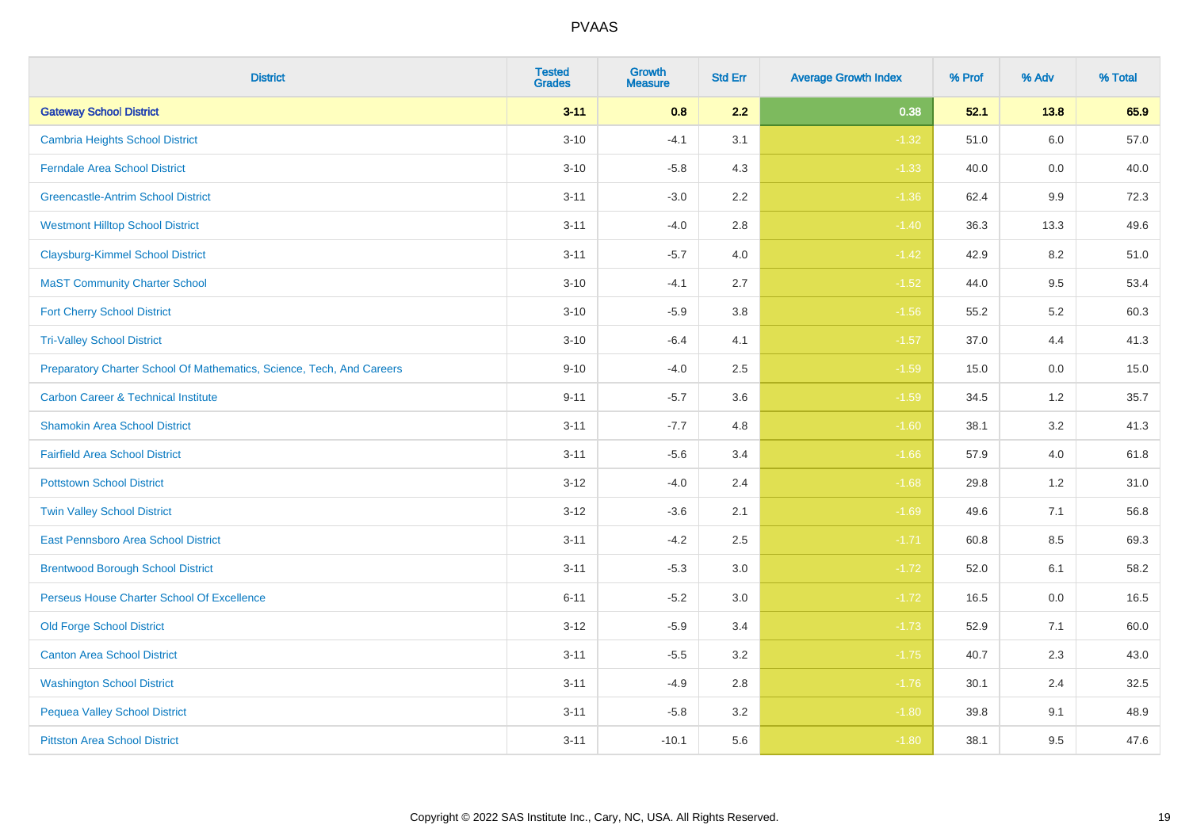PVAAS

| District | Tested Grades | Growth Measure | Std Err | Average Growth Index | % Prof | % Adv | % Total |
|---|---|---|---|---|---|---|---|
| **Gateway School District** | **3-11** | **0.8** | **2.2** | **0.38** | **52.1** | **13.8** | **65.9** |
| Cambria Heights School District | 3-10 | -4.1 | 3.1 | -1.32 | 51.0 | 6.0 | 57.0 |
| Ferndale Area School District | 3-10 | -5.8 | 4.3 | -1.33 | 40.0 | 0.0 | 40.0 |
| Greencastle-Antrim School District | 3-11 | -3.0 | 2.2 | -1.36 | 62.4 | 9.9 | 72.3 |
| Westmont Hilltop School District | 3-11 | -4.0 | 2.8 | -1.40 | 36.3 | 13.3 | 49.6 |
| Claysburg-Kimmel School District | 3-11 | -5.7 | 4.0 | -1.42 | 42.9 | 8.2 | 51.0 |
| MaST Community Charter School | 3-10 | -4.1 | 2.7 | -1.52 | 44.0 | 9.5 | 53.4 |
| Fort Cherry School District | 3-10 | -5.9 | 3.8 | -1.56 | 55.2 | 5.2 | 60.3 |
| Tri-Valley School District | 3-10 | -6.4 | 4.1 | -1.57 | 37.0 | 4.4 | 41.3 |
| Preparatory Charter School Of Mathematics, Science, Tech, And Careers | 9-10 | -4.0 | 2.5 | -1.59 | 15.0 | 0.0 | 15.0 |
| Carbon Career & Technical Institute | 9-11 | -5.7 | 3.6 | -1.59 | 34.5 | 1.2 | 35.7 |
| Shamokin Area School District | 3-11 | -7.7 | 4.8 | -1.60 | 38.1 | 3.2 | 41.3 |
| Fairfield Area School District | 3-11 | -5.6 | 3.4 | -1.66 | 57.9 | 4.0 | 61.8 |
| Pottstown School District | 3-12 | -4.0 | 2.4 | -1.68 | 29.8 | 1.2 | 31.0 |
| Twin Valley School District | 3-12 | -3.6 | 2.1 | -1.69 | 49.6 | 7.1 | 56.8 |
| East Pennsboro Area School District | 3-11 | -4.2 | 2.5 | -1.71 | 60.8 | 8.5 | 69.3 |
| Brentwood Borough School District | 3-11 | -5.3 | 3.0 | -1.72 | 52.0 | 6.1 | 58.2 |
| Perseus House Charter School Of Excellence | 6-11 | -5.2 | 3.0 | -1.72 | 16.5 | 0.0 | 16.5 |
| Old Forge School District | 3-12 | -5.9 | 3.4 | -1.73 | 52.9 | 7.1 | 60.0 |
| Canton Area School District | 3-11 | -5.5 | 3.2 | -1.75 | 40.7 | 2.3 | 43.0 |
| Washington School District | 3-11 | -4.9 | 2.8 | -1.76 | 30.1 | 2.4 | 32.5 |
| Pequea Valley School District | 3-11 | -5.8 | 3.2 | -1.80 | 39.8 | 9.1 | 48.9 |
| Pittston Area School District | 3-11 | -10.1 | 5.6 | -1.80 | 38.1 | 9.5 | 47.6 |

Copyright © 2022 SAS Institute Inc., Cary, NC, USA. All Rights Reserved.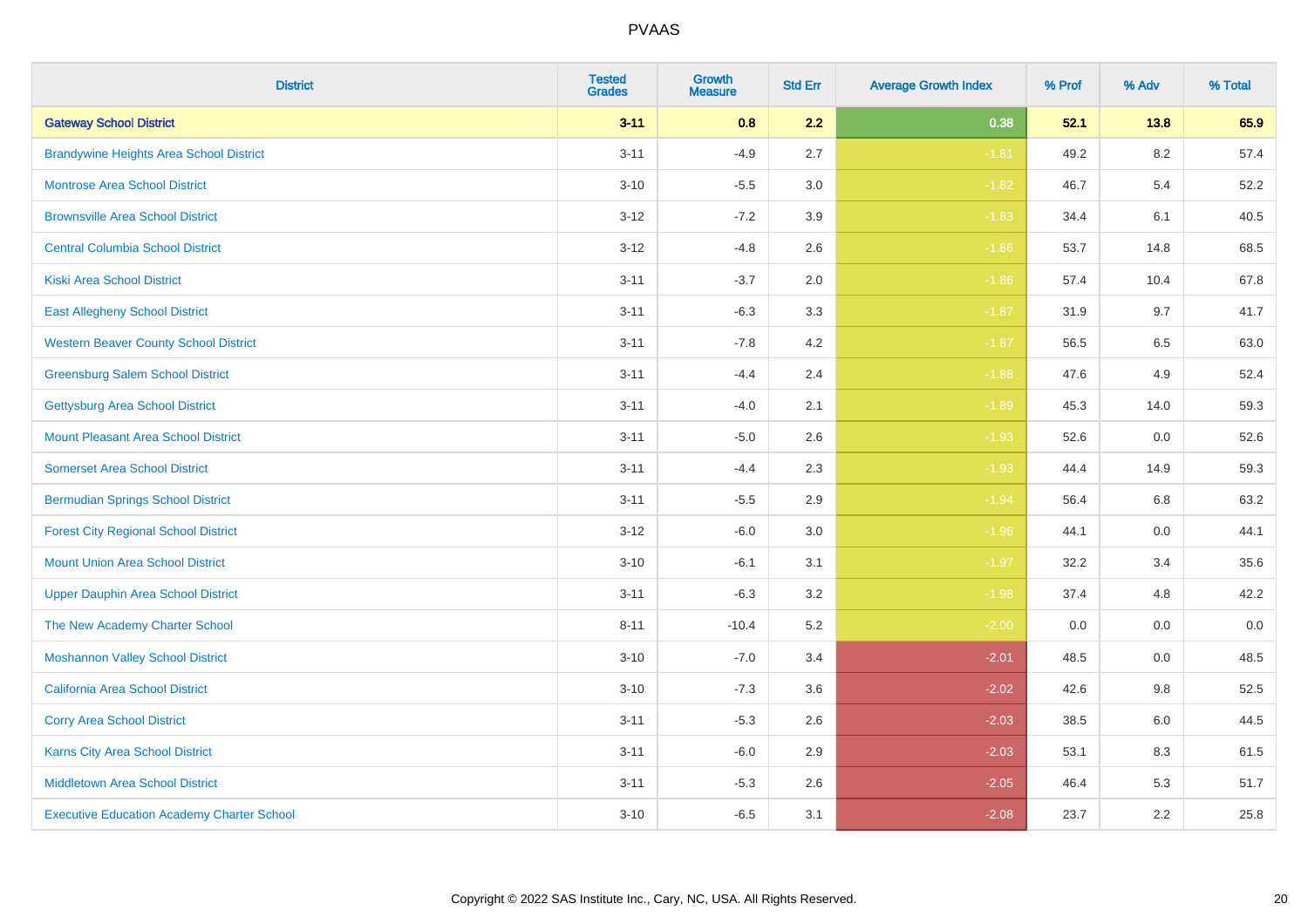# PVAAS

| District | Tested Grades | Growth Measure | Std Err | Average Growth Index | % Prof | % Adv | % Total |
|---|---|---|---|---|---|---|---|
| **Gateway School District** | **3-11** | **0.8** | **2.2** | **0.38** | **52.1** | **13.8** | **65.9** |
| Brandywine Heights Area School District | 3-11 | -4.9 | 2.7 | -1.81 | 49.2 | 8.2 | 57.4 |
| Montrose Area School District | 3-10 | -5.5 | 3.0 | -1.82 | 46.7 | 5.4 | 52.2 |
| Brownsville Area School District | 3-12 | -7.2 | 3.9 | -1.83 | 34.4 | 6.1 | 40.5 |
| Central Columbia School District | 3-12 | -4.8 | 2.6 | -1.86 | 53.7 | 14.8 | 68.5 |
| Kiski Area School District | 3-11 | -3.7 | 2.0 | -1.86 | 57.4 | 10.4 | 67.8 |
| East Allegheny School District | 3-11 | -6.3 | 3.3 | -1.87 | 31.9 | 9.7 | 41.7 |
| Western Beaver County School District | 3-11 | -7.8 | 4.2 | -1.87 | 56.5 | 6.5 | 63.0 |
| Greensburg Salem School District | 3-11 | -4.4 | 2.4 | -1.88 | 47.6 | 4.9 | 52.4 |
| Gettysburg Area School District | 3-11 | -4.0 | 2.1 | -1.89 | 45.3 | 14.0 | 59.3 |
| Mount Pleasant Area School District | 3-11 | -5.0 | 2.6 | -1.93 | 52.6 | 0.0 | 52.6 |
| Somerset Area School District | 3-11 | -4.4 | 2.3 | -1.93 | 44.4 | 14.9 | 59.3 |
| Bermudian Springs School District | 3-11 | -5.5 | 2.9 | -1.94 | 56.4 | 6.8 | 63.2 |
| Forest City Regional School District | 3-12 | -6.0 | 3.0 | -1.96 | 44.1 | 0.0 | 44.1 |
| Mount Union Area School District | 3-10 | -6.1 | 3.1 | -1.97 | 32.2 | 3.4 | 35.6 |
| Upper Dauphin Area School District | 3-11 | -6.3 | 3.2 | -1.98 | 37.4 | 4.8 | 42.2 |
| The New Academy Charter School | 8-11 | -10.4 | 5.2 | -2.00 | 0.0 | 0.0 | 0.0 |
| Moshannon Valley School District | 3-10 | -7.0 | 3.4 | -2.01 | 48.5 | 0.0 | 48.5 |
| California Area School District | 3-10 | -7.3 | 3.6 | -2.02 | 42.6 | 9.8 | 52.5 |
| Corry Area School District | 3-11 | -5.3 | 2.6 | -2.03 | 38.5 | 6.0 | 44.5 |
| Karns City Area School District | 3-11 | -6.0 | 2.9 | -2.03 | 53.1 | 8.3 | 61.5 |
| Middletown Area School District | 3-11 | -5.3 | 2.6 | -2.05 | 46.4 | 5.3 | 51.7 |
| Executive Education Academy Charter School | 3-10 | -6.5 | 3.1 | -2.08 | 23.7 | 2.2 | 25.8 |

Copyright © 2022 SAS Institute Inc., Cary, NC, USA. All Rights Reserved.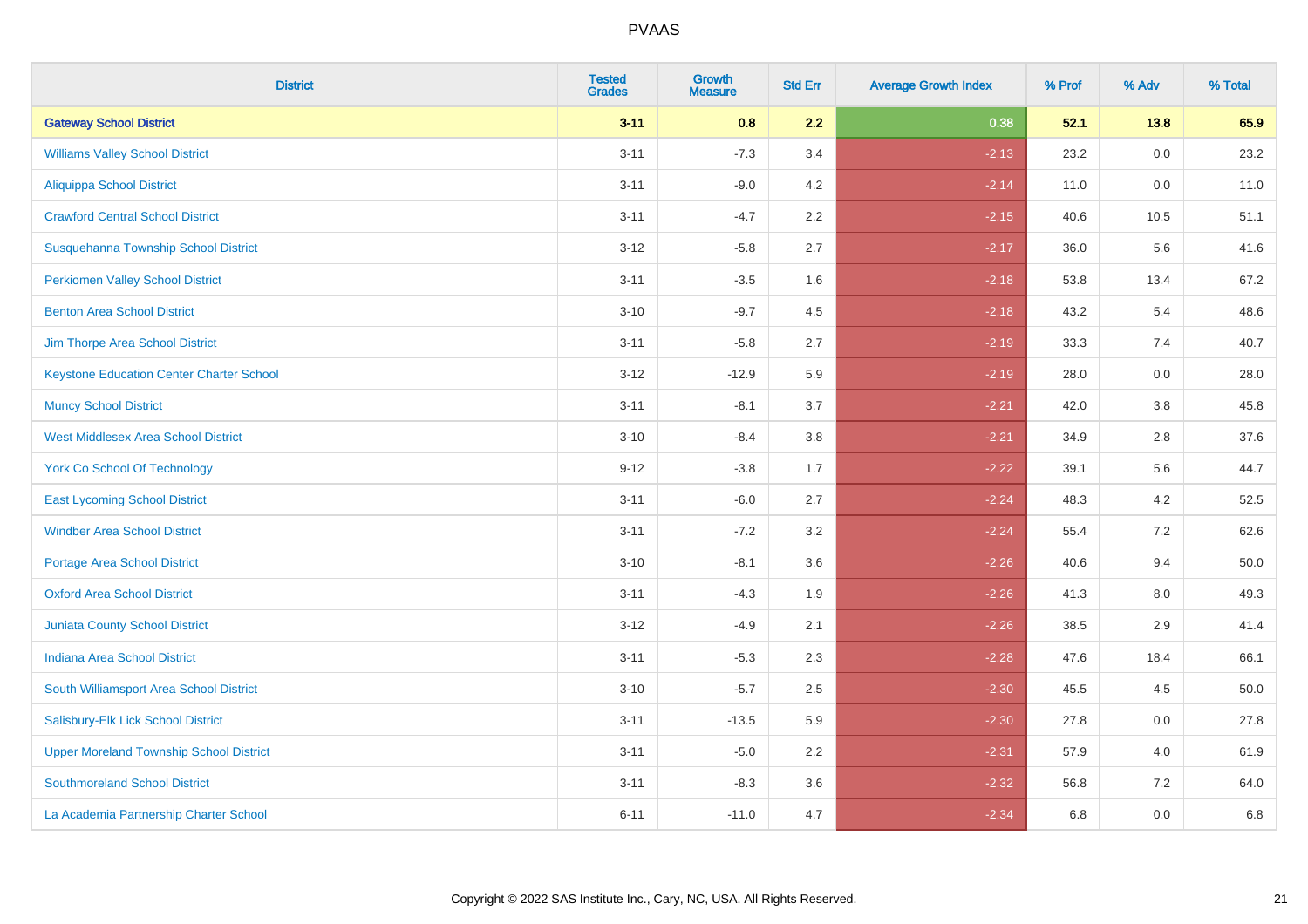PVAAS

| District | Tested Grades | Growth Measure | Std Err | Average Growth Index | % Prof | % Adv | % Total |
|---|---|---|---|---|---|---|---|
| **Gateway School District** | **3-11** | **0.8** | **2.2** | **0.38** | **52.1** | **13.8** | **65.9** |
| Williams Valley School District | 3-11 | -7.3 | 3.4 | -2.13 | 23.2 | 0.0 | 23.2 |
| Aliquippa School District | 3-11 | -9.0 | 4.2 | -2.14 | 11.0 | 0.0 | 11.0 |
| Crawford Central School District | 3-11 | -4.7 | 2.2 | -2.15 | 40.6 | 10.5 | 51.1 |
| Susquehanna Township School District | 3-12 | -5.8 | 2.7 | -2.17 | 36.0 | 5.6 | 41.6 |
| Perkiomen Valley School District | 3-11 | -3.5 | 1.6 | -2.18 | 53.8 | 13.4 | 67.2 |
| Benton Area School District | 3-10 | -9.7 | 4.5 | -2.18 | 43.2 | 5.4 | 48.6 |
| Jim Thorpe Area School District | 3-11 | -5.8 | 2.7 | -2.19 | 33.3 | 7.4 | 40.7 |
| Keystone Education Center Charter School | 3-12 | -12.9 | 5.9 | -2.19 | 28.0 | 0.0 | 28.0 |
| Muncy School District | 3-11 | -8.1 | 3.7 | -2.21 | 42.0 | 3.8 | 45.8 |
| West Middlesex Area School District | 3-10 | -8.4 | 3.8 | -2.21 | 34.9 | 2.8 | 37.6 |
| York Co School Of Technology | 9-12 | -3.8 | 1.7 | -2.22 | 39.1 | 5.6 | 44.7 |
| East Lycoming School District | 3-11 | -6.0 | 2.7 | -2.24 | 48.3 | 4.2 | 52.5 |
| Windber Area School District | 3-11 | -7.2 | 3.2 | -2.24 | 55.4 | 7.2 | 62.6 |
| Portage Area School District | 3-10 | -8.1 | 3.6 | -2.26 | 40.6 | 9.4 | 50.0 |
| Oxford Area School District | 3-11 | -4.3 | 1.9 | -2.26 | 41.3 | 8.0 | 49.3 |
| Juniata County School District | 3-12 | -4.9 | 2.1 | -2.26 | 38.5 | 2.9 | 41.4 |
| Indiana Area School District | 3-11 | -5.3 | 2.3 | -2.28 | 47.6 | 18.4 | 66.1 |
| South Williamsport Area School District | 3-10 | -5.7 | 2.5 | -2.30 | 45.5 | 4.5 | 50.0 |
| Salisbury-Elk Lick School District | 3-11 | -13.5 | 5.9 | -2.30 | 27.8 | 0.0 | 27.8 |
| Upper Moreland Township School District | 3-11 | -5.0 | 2.2 | -2.31 | 57.9 | 4.0 | 61.9 |
| Southmoreland School District | 3-11 | -8.3 | 3.6 | -2.32 | 56.8 | 7.2 | 64.0 |
| La Academia Partnership Charter School | 6-11 | -11.0 | 4.7 | -2.34 | 6.8 | 0.0 | 6.8 |

Copyright © 2022 SAS Institute Inc., Cary, NC, USA. All Rights Reserved.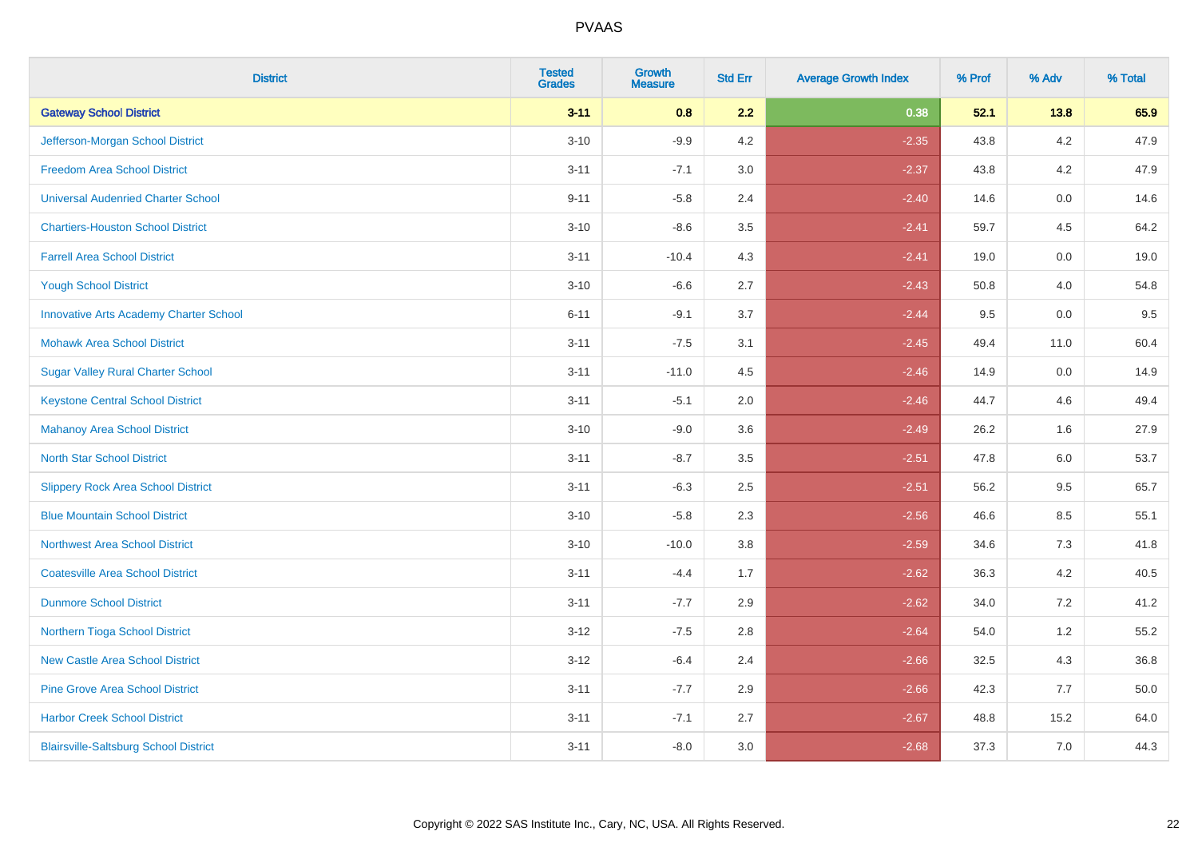| District | Tested Grades | Growth Measure | Std Err | Average Growth Index | % Prof | % Adv | % Total |
|---|---|---|---|---|---|---|---|
| **Gateway School District** | **3-11** | **0.8** | **2.2** | **0.38** | **52.1** | **13.8** | **65.9** |
| Jefferson-Morgan School District | 3-10 | -9.9 | 4.2 | -2.35 | 43.8 | 4.2 | 47.9 |
| Freedom Area School District | 3-11 | -7.1 | 3.0 | -2.37 | 43.8 | 4.2 | 47.9 |
| Universal Audenried Charter School | 9-11 | -5.8 | 2.4 | -2.40 | 14.6 | 0.0 | 14.6 |
| Chartiers-Houston School District | 3-10 | -8.6 | 3.5 | -2.41 | 59.7 | 4.5 | 64.2 |
| Farrell Area School District | 3-11 | -10.4 | 4.3 | -2.41 | 19.0 | 0.0 | 19.0 |
| Yough School District | 3-10 | -6.6 | 2.7 | -2.43 | 50.8 | 4.0 | 54.8 |
| Innovative Arts Academy Charter School | 6-11 | -9.1 | 3.7 | -2.44 | 9.5 | 0.0 | 9.5 |
| Mohawk Area School District | 3-11 | -7.5 | 3.1 | -2.45 | 49.4 | 11.0 | 60.4 |
| Sugar Valley Rural Charter School | 3-11 | -11.0 | 4.5 | -2.46 | 14.9 | 0.0 | 14.9 |
| Keystone Central School District | 3-11 | -5.1 | 2.0 | -2.46 | 44.7 | 4.6 | 49.4 |
| Mahanoy Area School District | 3-10 | -9.0 | 3.6 | -2.49 | 26.2 | 1.6 | 27.9 |
| North Star School District | 3-11 | -8.7 | 3.5 | -2.51 | 47.8 | 6.0 | 53.7 |
| Slippery Rock Area School District | 3-11 | -6.3 | 2.5 | -2.51 | 56.2 | 9.5 | 65.7 |
| Blue Mountain School District | 3-10 | -5.8 | 2.3 | -2.56 | 46.6 | 8.5 | 55.1 |
| Northwest Area School District | 3-10 | -10.0 | 3.8 | -2.59 | 34.6 | 7.3 | 41.8 |
| Coatesville Area School District | 3-11 | -4.4 | 1.7 | -2.62 | 36.3 | 4.2 | 40.5 |
| Dunmore School District | 3-11 | -7.7 | 2.9 | -2.62 | 34.0 | 7.2 | 41.2 |
| Northern Tioga School District | 3-12 | -7.5 | 2.8 | -2.64 | 54.0 | 1.2 | 55.2 |
| New Castle Area School District | 3-12 | -6.4 | 2.4 | -2.66 | 32.5 | 4.3 | 36.8 |
| Pine Grove Area School District | 3-11 | -7.7 | 2.9 | -2.66 | 42.3 | 7.7 | 50.0 |
| Harbor Creek School District | 3-11 | -7.1 | 2.7 | -2.67 | 48.8 | 15.2 | 64.0 |
| Blairsville-Saltsburg School District | 3-11 | -8.0 | 3.0 | -2.68 | 37.3 | 7.0 | 44.3 |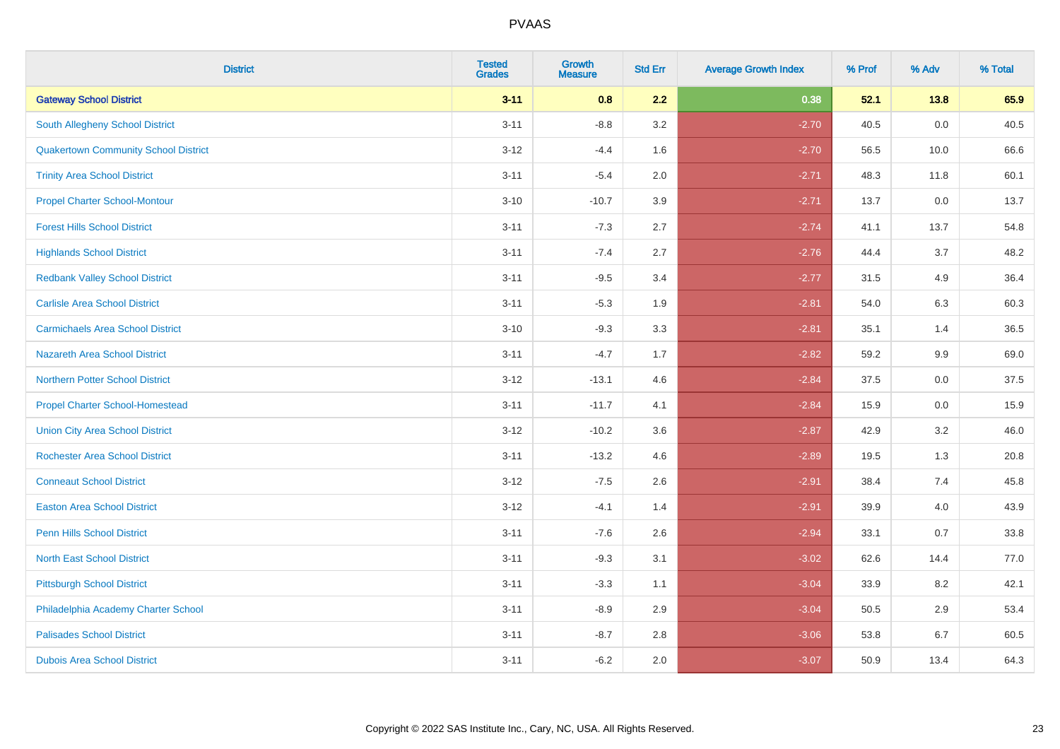| District | Tested Grades | Growth Measure | Std Err | Average Growth Index | % Prof | % Adv | % Total |
|---|---|---|---|---|---|---|---|
| **Gateway School District** | **3-11** | **0.8** | **2.2** | **0.38** | **52.1** | **13.8** | **65.9** |
| South Allegheny School District | 3-11 | -8.8 | 3.2 | -2.70 | 40.5 | 0.0 | 40.5 |
| Quakertown Community School District | 3-12 | -4.4 | 1.6 | -2.70 | 56.5 | 10.0 | 66.6 |
| Trinity Area School District | 3-11 | -5.4 | 2.0 | -2.71 | 48.3 | 11.8 | 60.1 |
| Propel Charter School-Montour | 3-10 | -10.7 | 3.9 | -2.71 | 13.7 | 0.0 | 13.7 |
| Forest Hills School District | 3-11 | -7.3 | 2.7 | -2.74 | 41.1 | 13.7 | 54.8 |
| Highlands School District | 3-11 | -7.4 | 2.7 | -2.76 | 44.4 | 3.7 | 48.2 |
| Redbank Valley School District | 3-11 | -9.5 | 3.4 | -2.77 | 31.5 | 4.9 | 36.4 |
| Carlisle Area School District | 3-11 | -5.3 | 1.9 | -2.81 | 54.0 | 6.3 | 60.3 |
| Carmichaels Area School District | 3-10 | -9.3 | 3.3 | -2.81 | 35.1 | 1.4 | 36.5 |
| Nazareth Area School District | 3-11 | -4.7 | 1.7 | -2.82 | 59.2 | 9.9 | 69.0 |
| Northern Potter School District | 3-12 | -13.1 | 4.6 | -2.84 | 37.5 | 0.0 | 37.5 |
| Propel Charter School-Homestead | 3-11 | -11.7 | 4.1 | -2.84 | 15.9 | 0.0 | 15.9 |
| Union City Area School District | 3-12 | -10.2 | 3.6 | -2.87 | 42.9 | 3.2 | 46.0 |
| Rochester Area School District | 3-11 | -13.2 | 4.6 | -2.89 | 19.5 | 1.3 | 20.8 |
| Conneaut School District | 3-12 | -7.5 | 2.6 | -2.91 | 38.4 | 7.4 | 45.8 |
| Easton Area School District | 3-12 | -4.1 | 1.4 | -2.91 | 39.9 | 4.0 | 43.9 |
| Penn Hills School District | 3-11 | -7.6 | 2.6 | -2.94 | 33.1 | 0.7 | 33.8 |
| North East School District | 3-11 | -9.3 | 3.1 | -3.02 | 62.6 | 14.4 | 77.0 |
| Pittsburgh School District | 3-11 | -3.3 | 1.1 | -3.04 | 33.9 | 8.2 | 42.1 |
| Philadelphia Academy Charter School | 3-11 | -8.9 | 2.9 | -3.04 | 50.5 | 2.9 | 53.4 |
| Palisades School District | 3-11 | -8.7 | 2.8 | -3.06 | 53.8 | 6.7 | 60.5 |
| Dubois Area School District | 3-11 | -6.2 | 2.0 | -3.07 | 50.9 | 13.4 | 64.3 |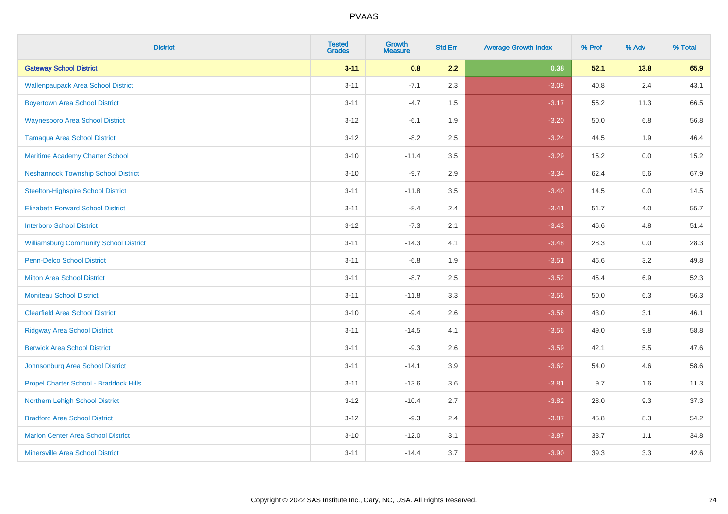# PVAAS

| District | Tested Grades | Growth Measure | Std Err | Average Growth Index | % Prof | % Adv | % Total |
|---|---|---|---|---|---|---|---|
| **Gateway School District** | **3-11** | **0.8** | **2.2** | **0.38** | **52.1** | **13.8** | **65.9** |
| Wallenpaupack Area School District | 3-11 | -7.1 | 2.3 | -3.09 | 40.8 | 2.4 | 43.1 |
| Boyertown Area School District | 3-11 | -4.7 | 1.5 | -3.17 | 55.2 | 11.3 | 66.5 |
| Waynesboro Area School District | 3-12 | -6.1 | 1.9 | -3.20 | 50.0 | 6.8 | 56.8 |
| Tamaqua Area School District | 3-12 | -8.2 | 2.5 | -3.24 | 44.5 | 1.9 | 46.4 |
| Maritime Academy Charter School | 3-10 | -11.4 | 3.5 | -3.29 | 15.2 | 0.0 | 15.2 |
| Neshannock Township School District | 3-10 | -9.7 | 2.9 | -3.34 | 62.4 | 5.6 | 67.9 |
| Steelton-Highspire School District | 3-11 | -11.8 | 3.5 | -3.40 | 14.5 | 0.0 | 14.5 |
| Elizabeth Forward School District | 3-11 | -8.4 | 2.4 | -3.41 | 51.7 | 4.0 | 55.7 |
| Interboro School District | 3-12 | -7.3 | 2.1 | -3.43 | 46.6 | 4.8 | 51.4 |
| Williamsburg Community School District | 3-11 | -14.3 | 4.1 | -3.48 | 28.3 | 0.0 | 28.3 |
| Penn-Delco School District | 3-11 | -6.8 | 1.9 | -3.51 | 46.6 | 3.2 | 49.8 |
| Milton Area School District | 3-11 | -8.7 | 2.5 | -3.52 | 45.4 | 6.9 | 52.3 |
| Moniteau School District | 3-11 | -11.8 | 3.3 | -3.56 | 50.0 | 6.3 | 56.3 |
| Clearfield Area School District | 3-10 | -9.4 | 2.6 | -3.56 | 43.0 | 3.1 | 46.1 |
| Ridgway Area School District | 3-11 | -14.5 | 4.1 | -3.56 | 49.0 | 9.8 | 58.8 |
| Berwick Area School District | 3-11 | -9.3 | 2.6 | -3.59 | 42.1 | 5.5 | 47.6 |
| Johnsonburg Area School District | 3-11 | -14.1 | 3.9 | -3.62 | 54.0 | 4.6 | 58.6 |
| Propel Charter School - Braddock Hills | 3-11 | -13.6 | 3.6 | -3.81 | 9.7 | 1.6 | 11.3 |
| Northern Lehigh School District | 3-12 | -10.4 | 2.7 | -3.82 | 28.0 | 9.3 | 37.3 |
| Bradford Area School District | 3-12 | -9.3 | 2.4 | -3.87 | 45.8 | 8.3 | 54.2 |
| Marion Center Area School District | 3-10 | -12.0 | 3.1 | -3.87 | 33.7 | 1.1 | 34.8 |
| Minersville Area School District | 3-11 | -14.4 | 3.7 | -3.90 | 39.3 | 3.3 | 42.6 |

Copyright © 2022 SAS Institute Inc., Cary, NC, USA. All Rights Reserved.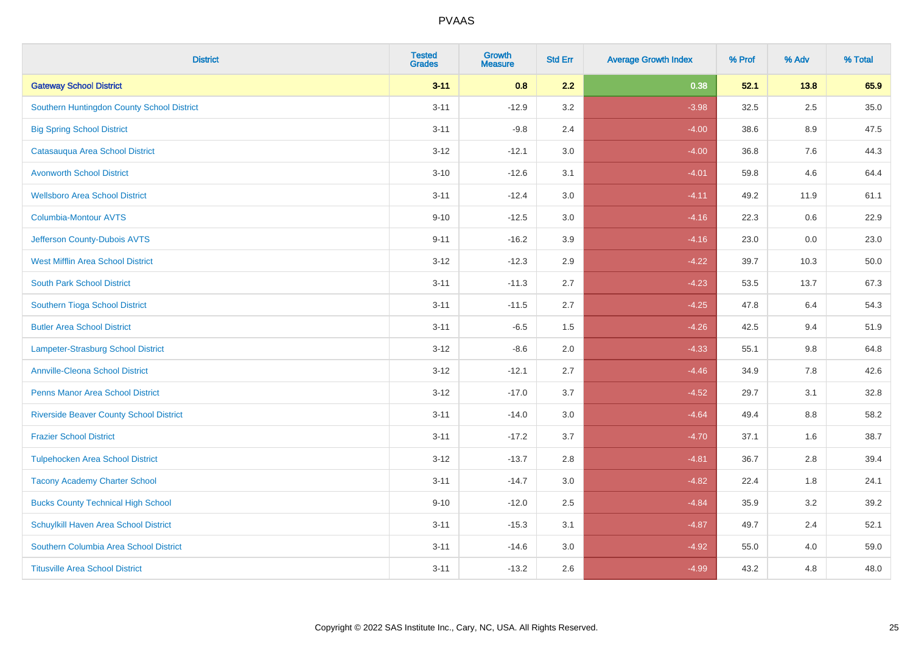PVAAS

| District | Tested Grades | Growth Measure | Std Err | Average Growth Index | % Prof | % Adv | % Total |
|---|---|---|---|---|---|---|---|
| **Gateway School District** | **3-11** | **0.8** | **2.2** | **0.38** | **52.1** | **13.8** | **65.9** |
| Southern Huntingdon County School District | 3-11 | -12.9 | 3.2 | -3.98 | 32.5 | 2.5 | 35.0 |
| Big Spring School District | 3-11 | -9.8 | 2.4 | -4.00 | 38.6 | 8.9 | 47.5 |
| Catasauqua Area School District | 3-12 | -12.1 | 3.0 | -4.00 | 36.8 | 7.6 | 44.3 |
| Avonworth School District | 3-10 | -12.6 | 3.1 | -4.01 | 59.8 | 4.6 | 64.4 |
| Wellsboro Area School District | 3-11 | -12.4 | 3.0 | -4.11 | 49.2 | 11.9 | 61.1 |
| Columbia-Montour AVTS | 9-10 | -12.5 | 3.0 | -4.16 | 22.3 | 0.6 | 22.9 |
| Jefferson County-Dubois AVTS | 9-11 | -16.2 | 3.9 | -4.16 | 23.0 | 0.0 | 23.0 |
| West Mifflin Area School District | 3-12 | -12.3 | 2.9 | -4.22 | 39.7 | 10.3 | 50.0 |
| South Park School District | 3-11 | -11.3 | 2.7 | -4.23 | 53.5 | 13.7 | 67.3 |
| Southern Tioga School District | 3-11 | -11.5 | 2.7 | -4.25 | 47.8 | 6.4 | 54.3 |
| Butler Area School District | 3-11 | -6.5 | 1.5 | -4.26 | 42.5 | 9.4 | 51.9 |
| Lampeter-Strasburg School District | 3-12 | -8.6 | 2.0 | -4.33 | 55.1 | 9.8 | 64.8 |
| Annville-Cleona School District | 3-12 | -12.1 | 2.7 | -4.46 | 34.9 | 7.8 | 42.6 |
| Penns Manor Area School District | 3-12 | -17.0 | 3.7 | -4.52 | 29.7 | 3.1 | 32.8 |
| Riverside Beaver County School District | 3-11 | -14.0 | 3.0 | -4.64 | 49.4 | 8.8 | 58.2 |
| Frazier School District | 3-11 | -17.2 | 3.7 | -4.70 | 37.1 | 1.6 | 38.7 |
| Tulpehocken Area School District | 3-12 | -13.7 | 2.8 | -4.81 | 36.7 | 2.8 | 39.4 |
| Tacony Academy Charter School | 3-11 | -14.7 | 3.0 | -4.82 | 22.4 | 1.8 | 24.1 |
| Bucks County Technical High School | 9-10 | -12.0 | 2.5 | -4.84 | 35.9 | 3.2 | 39.2 |
| Schuylkill Haven Area School District | 3-11 | -15.3 | 3.1 | -4.87 | 49.7 | 2.4 | 52.1 |
| Southern Columbia Area School District | 3-11 | -14.6 | 3.0 | -4.92 | 55.0 | 4.0 | 59.0 |
| Titusville Area School District | 3-11 | -13.2 | 2.6 | -4.99 | 43.2 | 4.8 | 48.0 |

Copyright © 2022 SAS Institute Inc., Cary, NC, USA. All Rights Reserved.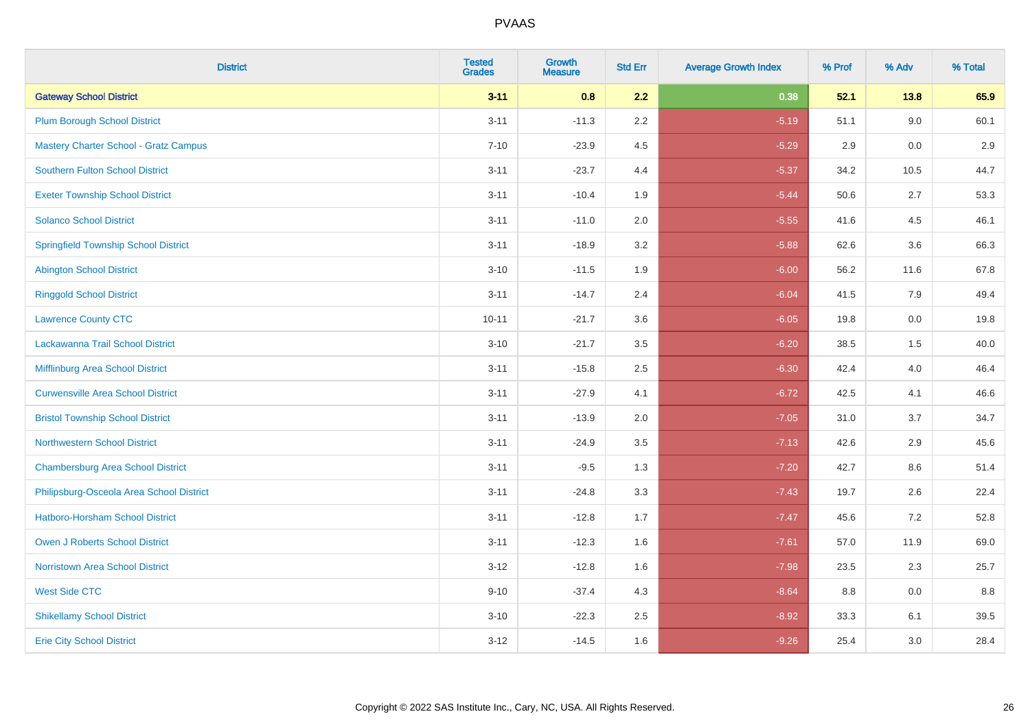# PVAAS

| District | Tested Grades | Growth Measure | Std Err | Average Growth Index | % Prof | % Adv | % Total |
|---|---|---|---|---|---|---|---|
| **Gateway School District** | **3-11** | **0.8** | **2.2** | **0.38** | **52.1** | **13.8** | **65.9** |
| Plum Borough School District | 3-11 | -11.3 | 2.2 | -5.19 | 51.1 | 9.0 | 60.1 |
| Mastery Charter School - Gratz Campus | 7-10 | -23.9 | 4.5 | -5.29 | 2.9 | 0.0 | 2.9 |
| Southern Fulton School District | 3-11 | -23.7 | 4.4 | -5.37 | 34.2 | 10.5 | 44.7 |
| Exeter Township School District | 3-11 | -10.4 | 1.9 | -5.44 | 50.6 | 2.7 | 53.3 |
| Solanco School District | 3-11 | -11.0 | 2.0 | -5.55 | 41.6 | 4.5 | 46.1 |
| Springfield Township School District | 3-11 | -18.9 | 3.2 | -5.88 | 62.6 | 3.6 | 66.3 |
| Abington School District | 3-10 | -11.5 | 1.9 | -6.00 | 56.2 | 11.6 | 67.8 |
| Ringgold School District | 3-11 | -14.7 | 2.4 | -6.04 | 41.5 | 7.9 | 49.4 |
| Lawrence County CTC | 10-11 | -21.7 | 3.6 | -6.05 | 19.8 | 0.0 | 19.8 |
| Lackawanna Trail School District | 3-10 | -21.7 | 3.5 | -6.20 | 38.5 | 1.5 | 40.0 |
| Mifflinburg Area School District | 3-11 | -15.8 | 2.5 | -6.30 | 42.4 | 4.0 | 46.4 |
| Curwensville Area School District | 3-11 | -27.9 | 4.1 | -6.72 | 42.5 | 4.1 | 46.6 |
| Bristol Township School District | 3-11 | -13.9 | 2.0 | -7.05 | 31.0 | 3.7 | 34.7 |
| Northwestern School District | 3-11 | -24.9 | 3.5 | -7.13 | 42.6 | 2.9 | 45.6 |
| Chambersburg Area School District | 3-11 | -9.5 | 1.3 | -7.20 | 42.7 | 8.6 | 51.4 |
| Philipsburg-Osceola Area School District | 3-11 | -24.8 | 3.3 | -7.43 | 19.7 | 2.6 | 22.4 |
| Hatboro-Horsham School District | 3-11 | -12.8 | 1.7 | -7.47 | 45.6 | 7.2 | 52.8 |
| Owen J Roberts School District | 3-11 | -12.3 | 1.6 | -7.61 | 57.0 | 11.9 | 69.0 |
| Norristown Area School District | 3-12 | -12.8 | 1.6 | -7.98 | 23.5 | 2.3 | 25.7 |
| West Side CTC | 9-10 | -37.4 | 4.3 | -8.64 | 8.8 | 0.0 | 8.8 |
| Shikellamy School District | 3-10 | -22.3 | 2.5 | -8.92 | 33.3 | 6.1 | 39.5 |
| Erie City School District | 3-12 | -14.5 | 1.6 | -9.26 | 25.4 | 3.0 | 28.4 |

Copyright © 2022 SAS Institute Inc., Cary, NC, USA. All Rights Reserved.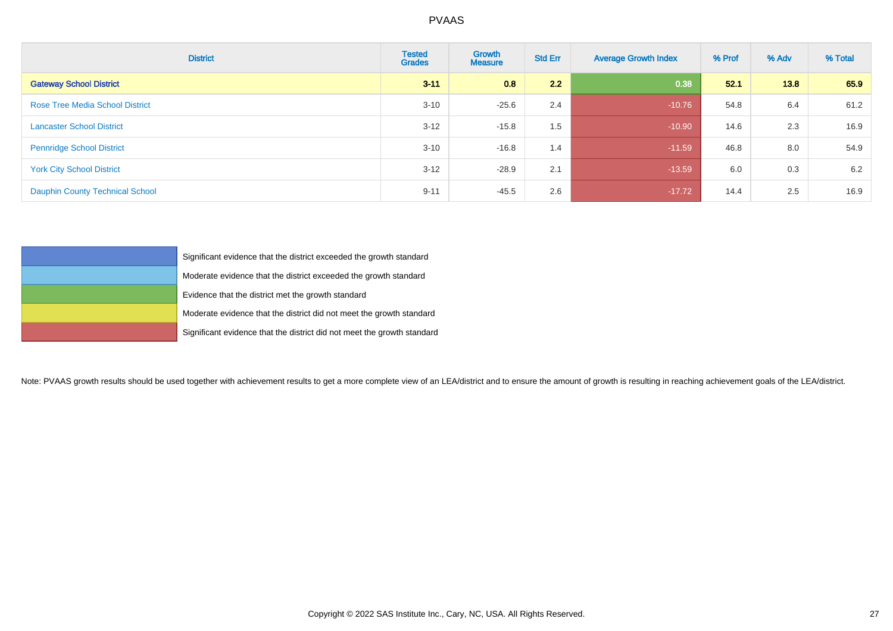# PVAAS

| District | Tested Grades | Growth Measure | Std Err | Average Growth Index | % Prof | % Adv | % Total |
|---|---|---|---|---|---|---|---|
| **Gateway School District** | **3-11** | **0.8** | **2.2** | **0.38** | **52.1** | **13.8** | **65.9** |
| Rose Tree Media School District | 3-10 | -25.6 | 2.4 | -10.76 | 54.8 | 6.4 | 61.2 |
| Lancaster School District | 3-12 | -15.8 | 1.5 | -10.90 | 14.6 | 2.3 | 16.9 |
| Pennridge School District | 3-10 | -16.8 | 1.4 | -11.59 | 46.8 | 8.0 | 54.9 |
| York City School District | 3-12 | -28.9 | 2.1 | -13.59 | 6.0 | 0.3 | 6.2 |
| Dauphin County Technical School | 9-11 | -45.5 | 2.6 | -17.72 | 14.4 | 2.5 | 16.9 |

Significant evidence that the district exceeded the growth standard

Moderate evidence that the district exceeded the growth standard

Evidence that the district met the growth standard

Moderate evidence that the district did not meet the growth standard

Significant evidence that the district did not meet the growth standard

Note: PVAAS growth results should be used together with achievement results to get a more complete view of an LEA/district and to ensure the amount of growth is resulting in reaching achievement goals of the LEA/district.

Copyright © 2022 SAS Institute Inc., Cary, NC, USA. All Rights Reserved.